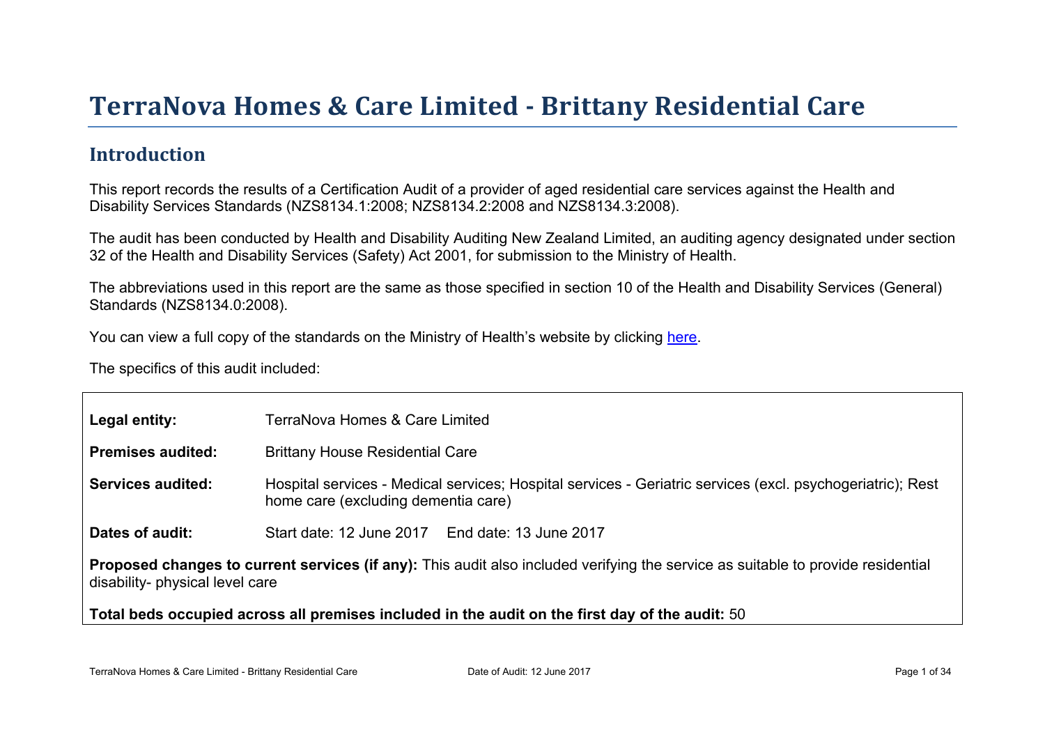# TerraNova Homes & Care Limited - Brittany Residential Care

## Introduction

This report records the results of a Certification Audit of a provider of aged residential care services against the Health and Disability Services Standards (NZS8134.1:2008; NZS8134.2:2008 and NZS8134.3:2008).

The audit has been conducted by Health and Disability Auditing New Zealand Limited, an auditing agency designated under section 32 of the Health and Disability Services (Safety) Act 2001, for submission to the Ministry of Health.

The abbreviations used in this report are the same as those specified in section 10 of the Health and Disability Services (General) Standards (NZS8134.0:2008).

You can view a full copy of the standards on the Ministry of Health's website by clicking here.

The specifics of this audit included:

| | |
|---|---|
| **Legal entity:** | TerraNova Homes & Care Limited |
| **Premises audited:** | Brittany House Residential Care |
| **Services audited:** | Hospital services - Medical services; Hospital services - Geriatric services (excl. psychogeriatric); Rest home care (excluding dementia care) |
| **Dates of audit:** | Start date: 12 June 2017 End date: 13 June 2017 |

**Proposed changes to current services (if any):** This audit also included verifying the service as suitable to provide residential disability- physical level care

**Total beds occupied across all premises included in the audit on the first day of the audit:** 50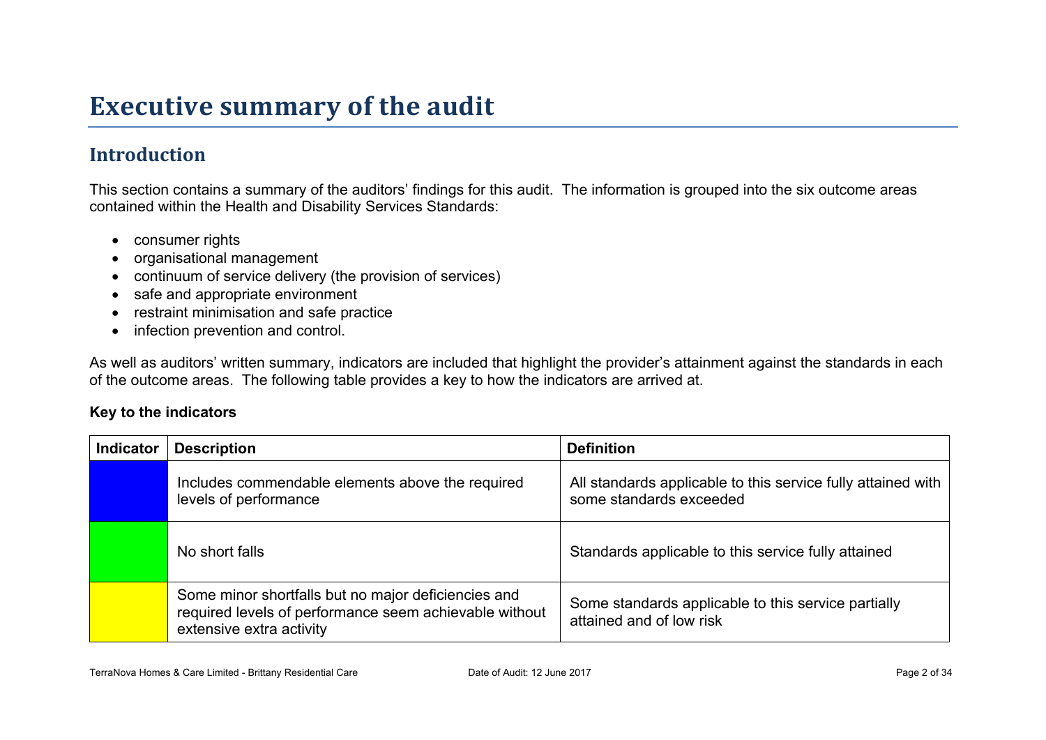# Executive summary of the audit

## Introduction

This section contains a summary of the auditors' findings for this audit. The information is grouped into the six outcome areas contained within the Health and Disability Services Standards:

- consumer rights
- organisational management
- continuum of service delivery (the provision of services)
- safe and appropriate environment
- restraint minimisation and safe practice
- infection prevention and control.

As well as auditors' written summary, indicators are included that highlight the provider's attainment against the standards in each of the outcome areas. The following table provides a key to how the indicators are arrived at.

**Key to the indicators**

| Indicator | Description | Definition |
| --- | --- | --- |
| | Includes commendable elements above the required levels of performance | All standards applicable to this service fully attained with some standards exceeded |
| | No short falls | Standards applicable to this service fully attained |
| | Some minor shortfalls but no major deficiencies and required levels of performance seem achievable without extensive extra activity | Some standards applicable to this service partially attained and of low risk |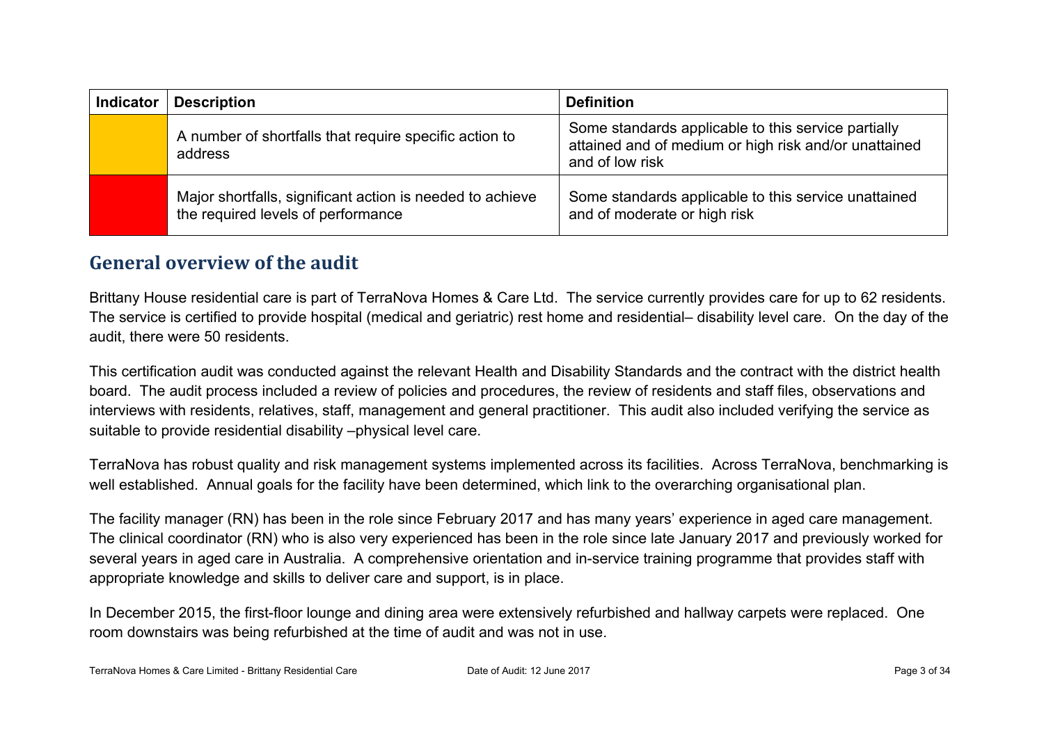| Indicator | Description | Definition |
|---|---|---|
| | A number of shortfalls that require specific action to address | Some standards applicable to this service partially attained and of medium or high risk and/or unattained and of low risk |
| | Major shortfalls, significant action is needed to achieve the required levels of performance | Some standards applicable to this service unattained and of moderate or high risk |

## General overview of the audit

Brittany House residential care is part of TerraNova Homes & Care Ltd. The service currently provides care for up to 62 residents. The service is certified to provide hospital (medical and geriatric) rest home and residential– disability level care. On the day of the audit, there were 50 residents.

This certification audit was conducted against the relevant Health and Disability Standards and the contract with the district health board. The audit process included a review of policies and procedures, the review of residents and staff files, observations and interviews with residents, relatives, staff, management and general practitioner. This audit also included verifying the service as suitable to provide residential disability –physical level care.

TerraNova has robust quality and risk management systems implemented across its facilities. Across TerraNova, benchmarking is well established. Annual goals for the facility have been determined, which link to the overarching organisational plan.

The facility manager (RN) has been in the role since February 2017 and has many years' experience in aged care management. The clinical coordinator (RN) who is also very experienced has been in the role since late January 2017 and previously worked for several years in aged care in Australia. A comprehensive orientation and in-service training programme that provides staff with appropriate knowledge and skills to deliver care and support, is in place.

In December 2015, the first-floor lounge and dining area were extensively refurbished and hallway carpets were replaced. One room downstairs was being refurbished at the time of audit and was not in use.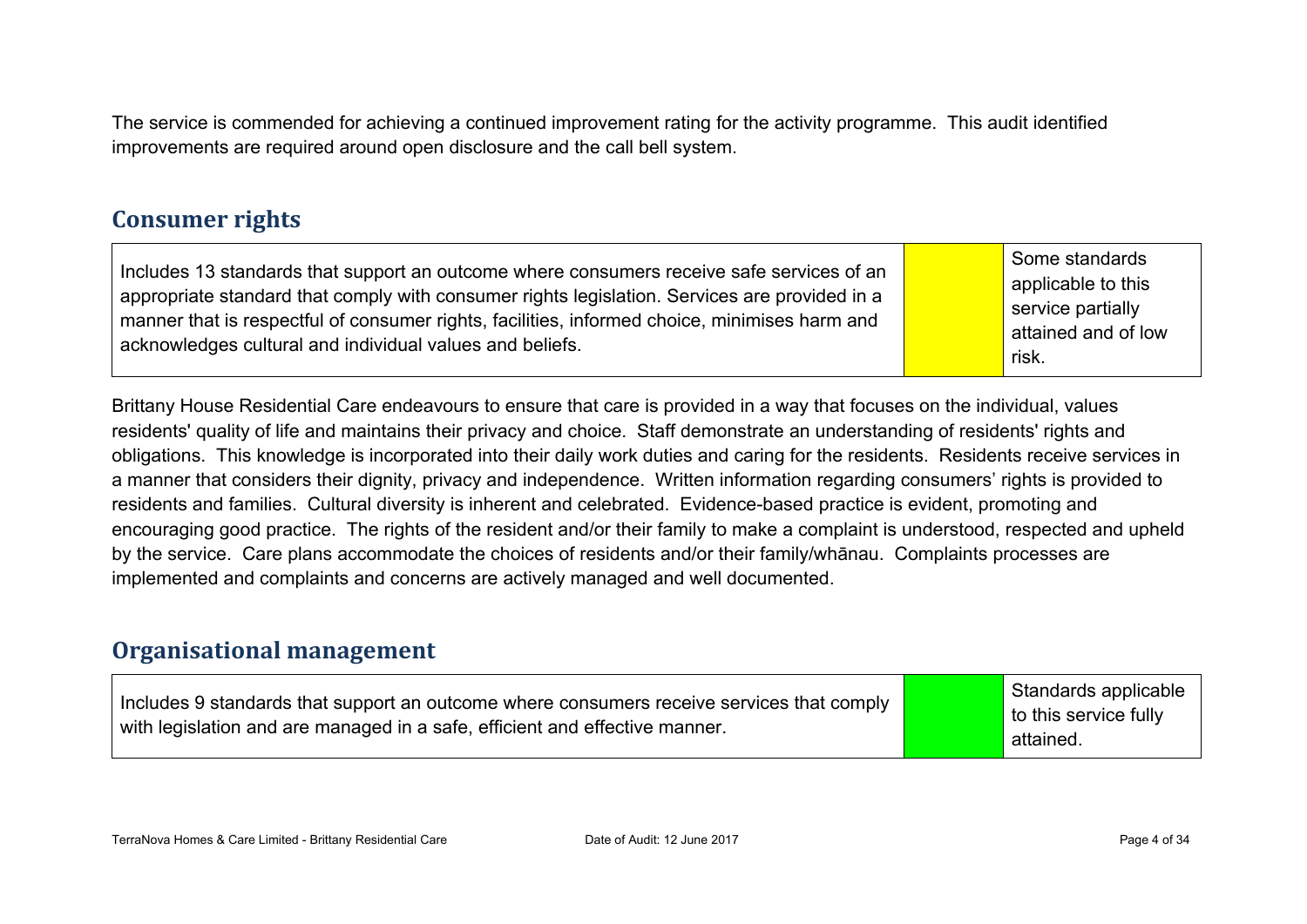The service is commended for achieving a continued improvement rating for the activity programme. This audit identified improvements are required around open disclosure and the call bell system.

## Consumer rights

| Includes 13 standards that support an outcome where consumers receive safe services of an appropriate standard that comply with consumer rights legislation. Services are provided in a manner that is respectful of consumer rights, facilities, informed choice, minimises harm and acknowledges cultural and individual values and beliefs. | | Some standards applicable to this service partially attained and of low risk. |
|---|---|---|

Brittany House Residential Care endeavours to ensure that care is provided in a way that focuses on the individual, values residents' quality of life and maintains their privacy and choice. Staff demonstrate an understanding of residents' rights and obligations. This knowledge is incorporated into their daily work duties and caring for the residents. Residents receive services in a manner that considers their dignity, privacy and independence. Written information regarding consumers' rights is provided to residents and families. Cultural diversity is inherent and celebrated. Evidence-based practice is evident, promoting and encouraging good practice. The rights of the resident and/or their family to make a complaint is understood, respected and upheld by the service. Care plans accommodate the choices of residents and/or their family/whānau. Complaints processes are implemented and complaints and concerns are actively managed and well documented.

## Organisational management

| Includes 9 standards that support an outcome where consumers receive services that comply with legislation and are managed in a safe, efficient and effective manner. | | Standards applicable to this service fully attained. |
|---|---|---|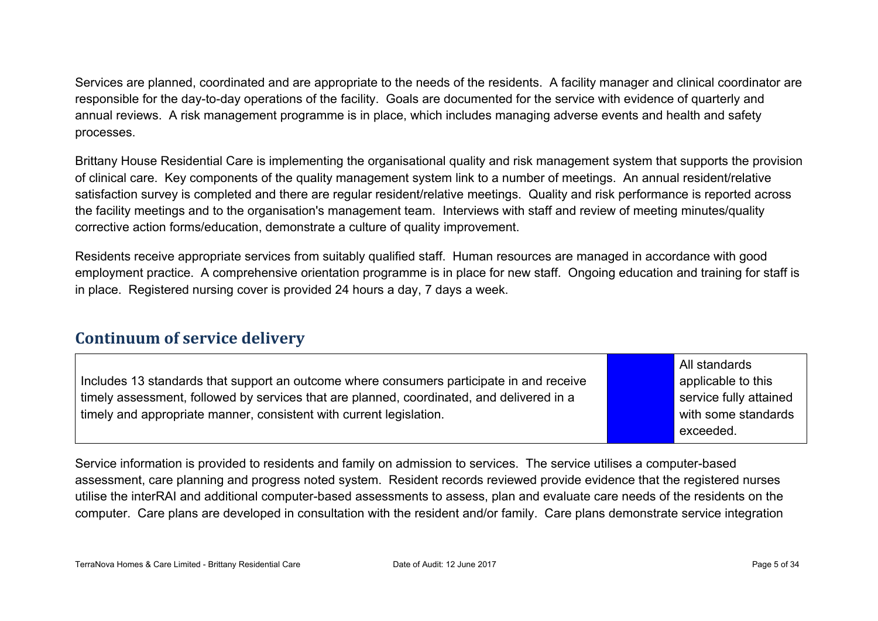Services are planned, coordinated and are appropriate to the needs of the residents. A facility manager and clinical coordinator are responsible for the day-to-day operations of the facility. Goals are documented for the service with evidence of quarterly and annual reviews. A risk management programme is in place, which includes managing adverse events and health and safety processes.

Brittany House Residential Care is implementing the organisational quality and risk management system that supports the provision of clinical care. Key components of the quality management system link to a number of meetings. An annual resident/relative satisfaction survey is completed and there are regular resident/relative meetings. Quality and risk performance is reported across the facility meetings and to the organisation's management team. Interviews with staff and review of meeting minutes/quality corrective action forms/education, demonstrate a culture of quality improvement.

Residents receive appropriate services from suitably qualified staff. Human resources are managed in accordance with good employment practice. A comprehensive orientation programme is in place for new staff. Ongoing education and training for staff is in place. Registered nursing cover is provided 24 hours a day, 7 days a week.

## Continuum of service delivery

| Includes 13 standards that support an outcome where consumers participate in and receive timely assessment, followed by services that are planned, coordinated, and delivered in a timely and appropriate manner, consistent with current legislation. | | All standards applicable to this service fully attained with some standards exceeded. |
|---|---|---|

Service information is provided to residents and family on admission to services. The service utilises a computer-based assessment, care planning and progress noted system. Resident records reviewed provide evidence that the registered nurses utilise the interRAI and additional computer-based assessments to assess, plan and evaluate care needs of the residents on the computer. Care plans are developed in consultation with the resident and/or family. Care plans demonstrate service integration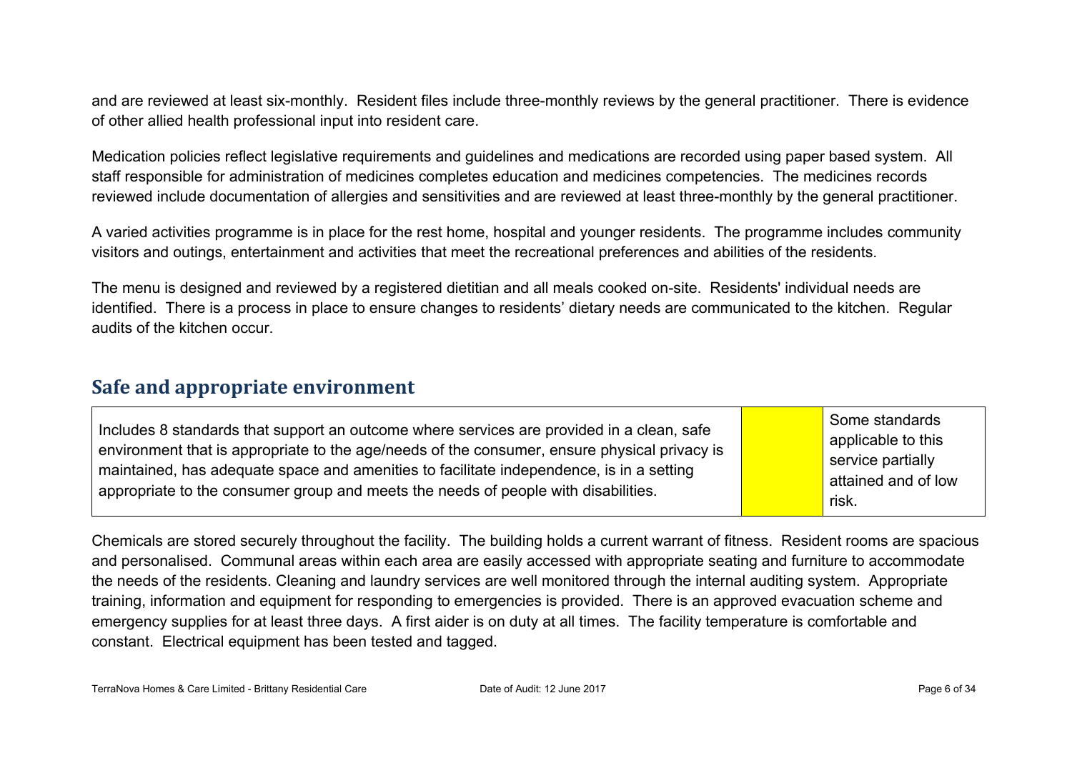and are reviewed at least six-monthly. Resident files include three-monthly reviews by the general practitioner. There is evidence of other allied health professional input into resident care.

Medication policies reflect legislative requirements and guidelines and medications are recorded using paper based system. All staff responsible for administration of medicines completes education and medicines competencies. The medicines records reviewed include documentation of allergies and sensitivities and are reviewed at least three-monthly by the general practitioner.

A varied activities programme is in place for the rest home, hospital and younger residents. The programme includes community visitors and outings, entertainment and activities that meet the recreational preferences and abilities of the residents.

The menu is designed and reviewed by a registered dietitian and all meals cooked on-site. Residents' individual needs are identified. There is a process in place to ensure changes to residents' dietary needs are communicated to the kitchen. Regular audits of the kitchen occur.

## Safe and appropriate environment

| Includes 8 standards that support an outcome where services are provided in a clean, safe environment that is appropriate to the age/needs of the consumer, ensure physical privacy is maintained, has adequate space and amenities to facilitate independence, is in a setting appropriate to the consumer group and meets the needs of people with disabilities. | | Some standards applicable to this service partially attained and of low risk. |
|---|---|---|

Chemicals are stored securely throughout the facility. The building holds a current warrant of fitness. Resident rooms are spacious and personalised. Communal areas within each area are easily accessed with appropriate seating and furniture to accommodate the needs of the residents. Cleaning and laundry services are well monitored through the internal auditing system. Appropriate training, information and equipment for responding to emergencies is provided. There is an approved evacuation scheme and emergency supplies for at least three days. A first aider is on duty at all times. The facility temperature is comfortable and constant. Electrical equipment has been tested and tagged.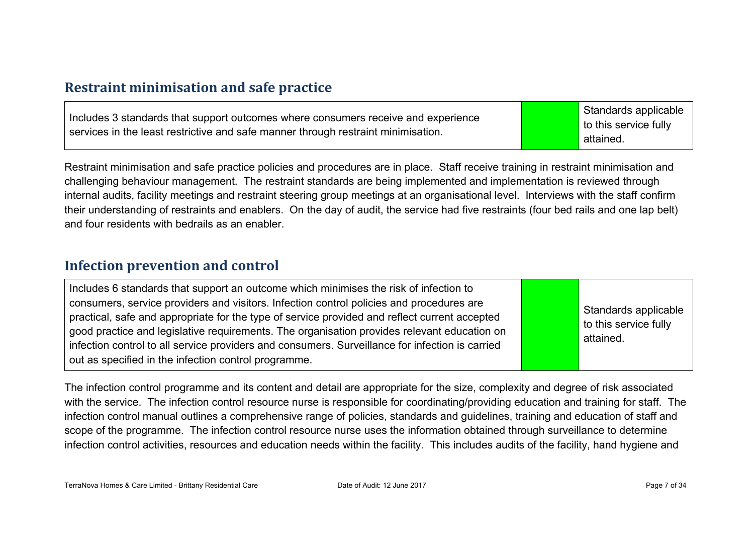## Restraint minimisation and safe practice

| | | |
|---|---|---|
| Includes 3 standards that support outcomes where consumers receive and experience services in the least restrictive and safe manner through restraint minimisation. | | Standards applicable to this service fully attained. |

Restraint minimisation and safe practice policies and procedures are in place. Staff receive training in restraint minimisation and challenging behaviour management. The restraint standards are being implemented and implementation is reviewed through internal audits, facility meetings and restraint steering group meetings at an organisational level. Interviews with the staff confirm their understanding of restraints and enablers. On the day of audit, the service had five restraints (four bed rails and one lap belt) and four residents with bedrails as an enabler.

## Infection prevention and control

| | | |
|---|---|---|
| Includes 6 standards that support an outcome which minimises the risk of infection to consumers, service providers and visitors. Infection control policies and procedures are practical, safe and appropriate for the type of service provided and reflect current accepted good practice and legislative requirements. The organisation provides relevant education on infection control to all service providers and consumers. Surveillance for infection is carried out as specified in the infection control programme. | | Standards applicable to this service fully attained. |

The infection control programme and its content and detail are appropriate for the size, complexity and degree of risk associated with the service. The infection control resource nurse is responsible for coordinating/providing education and training for staff. The infection control manual outlines a comprehensive range of policies, standards and guidelines, training and education of staff and scope of the programme. The infection control resource nurse uses the information obtained through surveillance to determine infection control activities, resources and education needs within the facility. This includes audits of the facility, hand hygiene and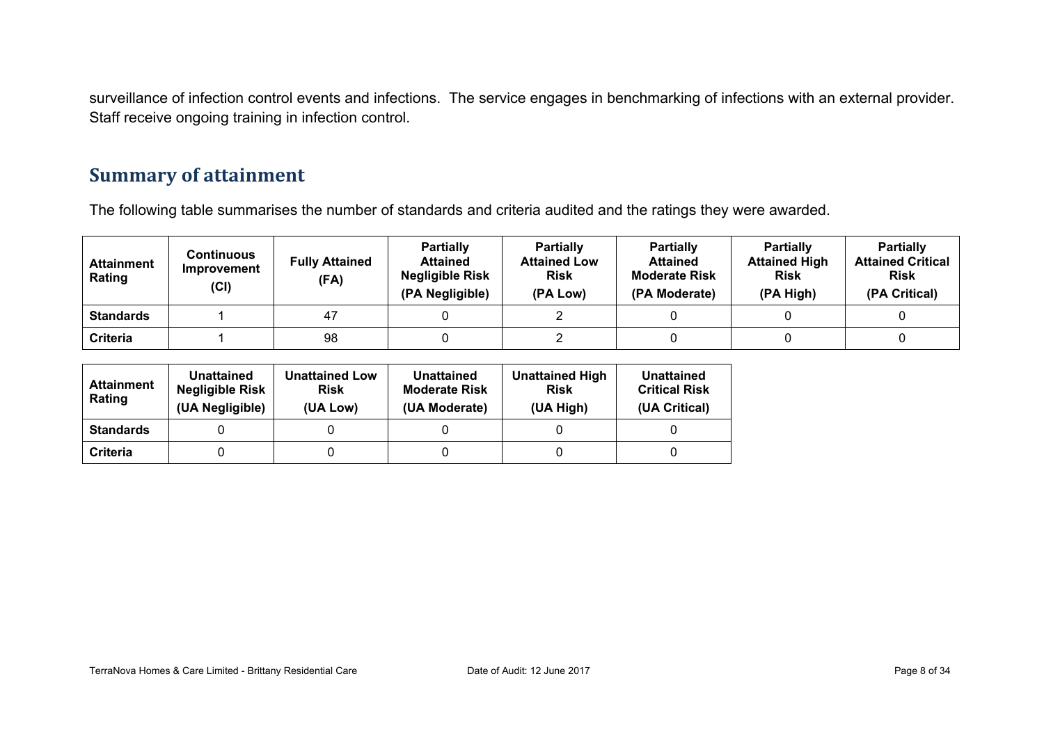surveillance of infection control events and infections. The service engages in benchmarking of infections with an external provider. Staff receive ongoing training in infection control.

## Summary of attainment

The following table summarises the number of standards and criteria audited and the ratings they were awarded.

| Attainment Rating | Continuous Improvement (CI) | Fully Attained (FA) | Partially Attained Negligible Risk (PA Negligible) | Partially Attained Low Risk (PA Low) | Partially Attained Moderate Risk (PA Moderate) | Partially Attained High Risk (PA High) | Partially Attained Critical Risk (PA Critical) |
|---|---|---|---|---|---|---|---|
| **Standards** | 1 | 47 | 0 | 2 | 0 | 0 | 0 |
| **Criteria** | 1 | 98 | 0 | 2 | 0 | 0 | 0 |

| Attainment Rating | Unattained Negligible Risk (UA Negligible) | Unattained Low Risk (UA Low) | Unattained Moderate Risk (UA Moderate) | Unattained High Risk (UA High) | Unattained Critical Risk (UA Critical) |
|---|---|---|---|---|---|
| **Standards** | 0 | 0 | 0 | 0 | 0 |
| **Criteria** | 0 | 0 | 0 | 0 | 0 |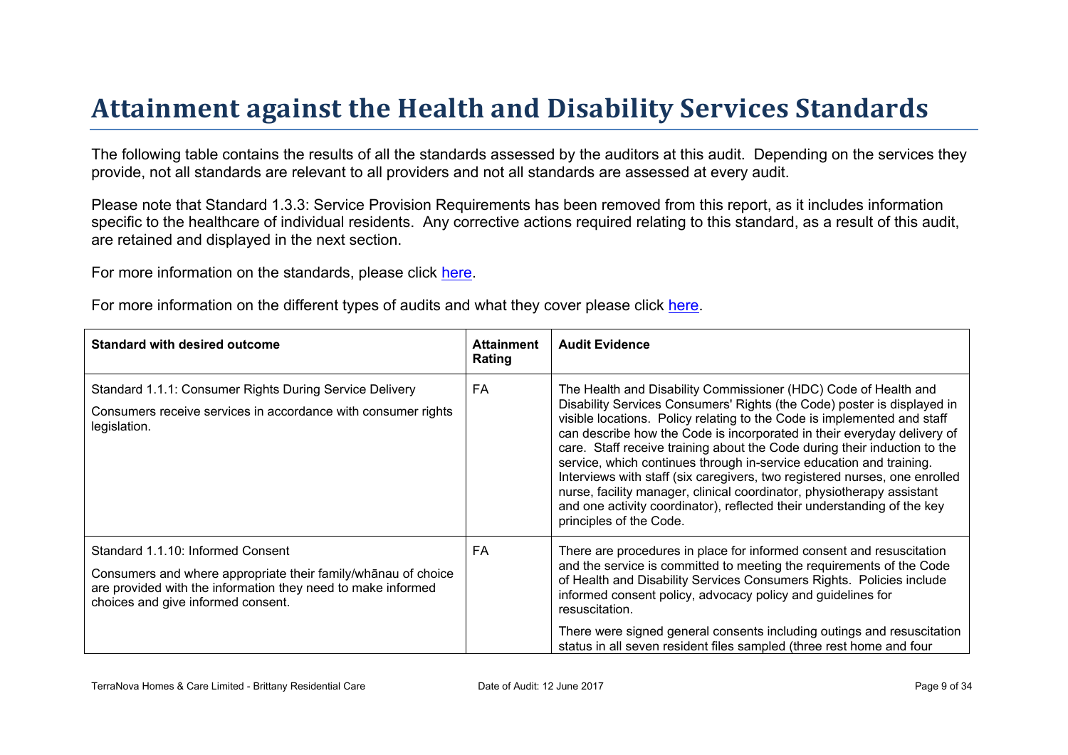# Attainment against the Health and Disability Services Standards

The following table contains the results of all the standards assessed by the auditors at this audit. Depending on the services they provide, not all standards are relevant to all providers and not all standards are assessed at every audit.

Please note that Standard 1.3.3: Service Provision Requirements has been removed from this report, as it includes information specific to the healthcare of individual residents. Any corrective actions required relating to this standard, as a result of this audit, are retained and displayed in the next section.

For more information on the standards, please click here.

For more information on the different types of audits and what they cover please click here.

| Standard with desired outcome | Attainment Rating | Audit Evidence |
|---|---|---|
| Standard 1.1.1: Consumer Rights During Service Delivery<br><br>Consumers receive services in accordance with consumer rights legislation. | FA | The Health and Disability Commissioner (HDC) Code of Health and Disability Services Consumers' Rights (the Code) poster is displayed in visible locations. Policy relating to the Code is implemented and staff can describe how the Code is incorporated in their everyday delivery of care. Staff receive training about the Code during their induction to the service, which continues through in-service education and training. Interviews with staff (six caregivers, two registered nurses, one enrolled nurse, facility manager, clinical coordinator, physiotherapy assistant and one activity coordinator), reflected their understanding of the key principles of the Code. |
| Standard 1.1.10: Informed Consent<br><br>Consumers and where appropriate their family/whānau of choice are provided with the information they need to make informed choices and give informed consent. | FA | There are procedures in place for informed consent and resuscitation and the service is committed to meeting the requirements of the Code of Health and Disability Services Consumers Rights. Policies include informed consent policy, advocacy policy and guidelines for resuscitation.<br><br>There were signed general consents including outings and resuscitation status in all seven resident files sampled (three rest home and four |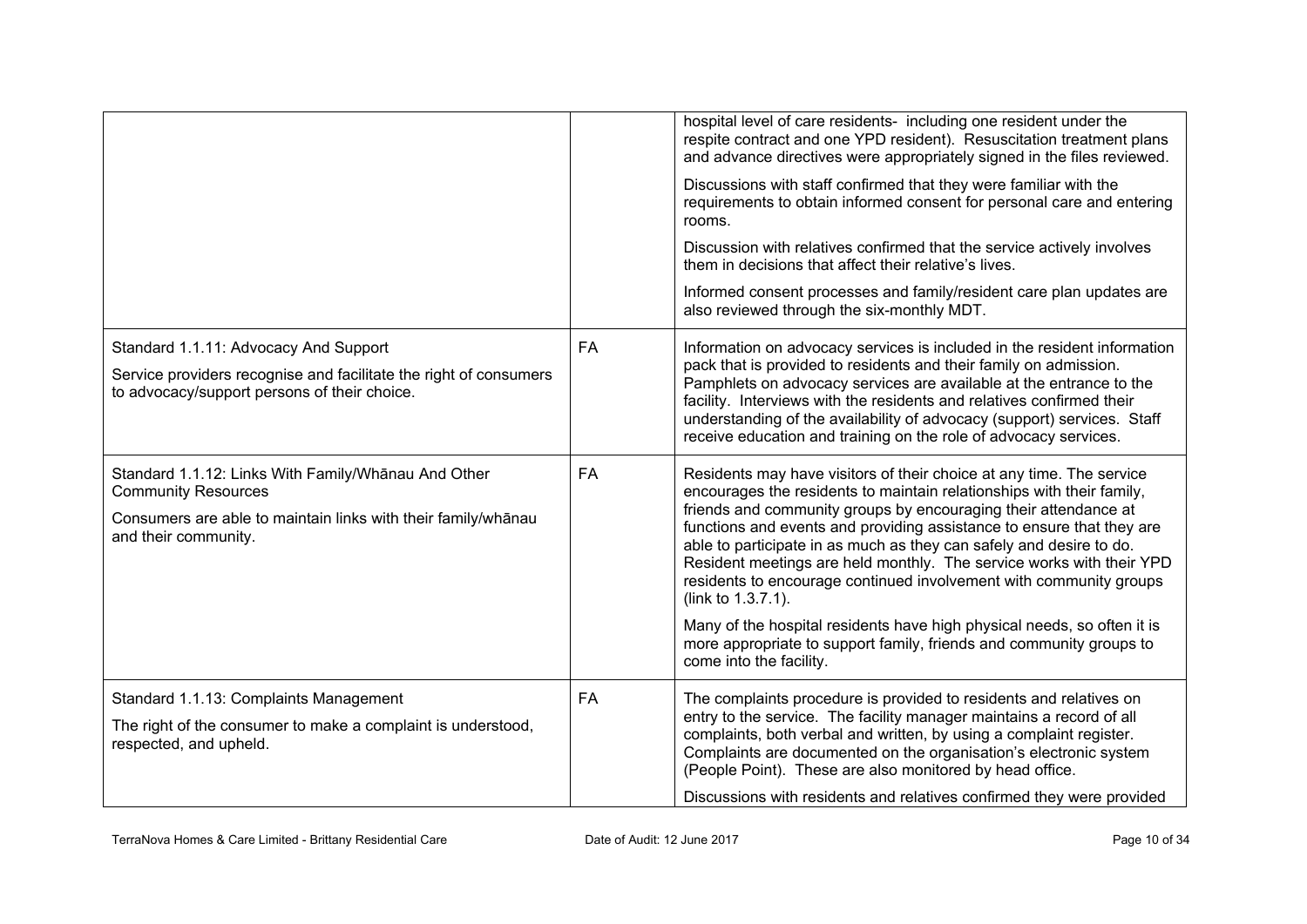| | | |
|---|---|---|
| | | hospital level of care residents- including one resident under the respite contract and one YPD resident). Resuscitation treatment plans and advance directives were appropriately signed in the files reviewed.<br><br>Discussions with staff confirmed that they were familiar with the requirements to obtain informed consent for personal care and entering rooms.<br><br>Discussion with relatives confirmed that the service actively involves them in decisions that affect their relative's lives.<br><br>Informed consent processes and family/resident care plan updates are also reviewed through the six-monthly MDT. |
| Standard 1.1.11: Advocacy And Support<br><br>Service providers recognise and facilitate the right of consumers to advocacy/support persons of their choice. | FA | Information on advocacy services is included in the resident information pack that is provided to residents and their family on admission. Pamphlets on advocacy services are available at the entrance to the facility. Interviews with the residents and relatives confirmed their understanding of the availability of advocacy (support) services. Staff receive education and training on the role of advocacy services. |
| Standard 1.1.12: Links With Family/Whānau And Other Community Resources<br><br>Consumers are able to maintain links with their family/whānau and their community. | FA | Residents may have visitors of their choice at any time. The service encourages the residents to maintain relationships with their family, friends and community groups by encouraging their attendance at functions and events and providing assistance to ensure that they are able to participate in as much as they can safely and desire to do. Resident meetings are held monthly. The service works with their YPD residents to encourage continued involvement with community groups (link to 1.3.7.1).<br><br>Many of the hospital residents have high physical needs, so often it is more appropriate to support family, friends and community groups to come into the facility. |
| Standard 1.1.13: Complaints Management<br><br>The right of the consumer to make a complaint is understood, respected, and upheld. | FA | The complaints procedure is provided to residents and relatives on entry to the service. The facility manager maintains a record of all complaints, both verbal and written, by using a complaint register. Complaints are documented on the organisation's electronic system (People Point). These are also monitored by head office.<br><br>Discussions with residents and relatives confirmed they were provided |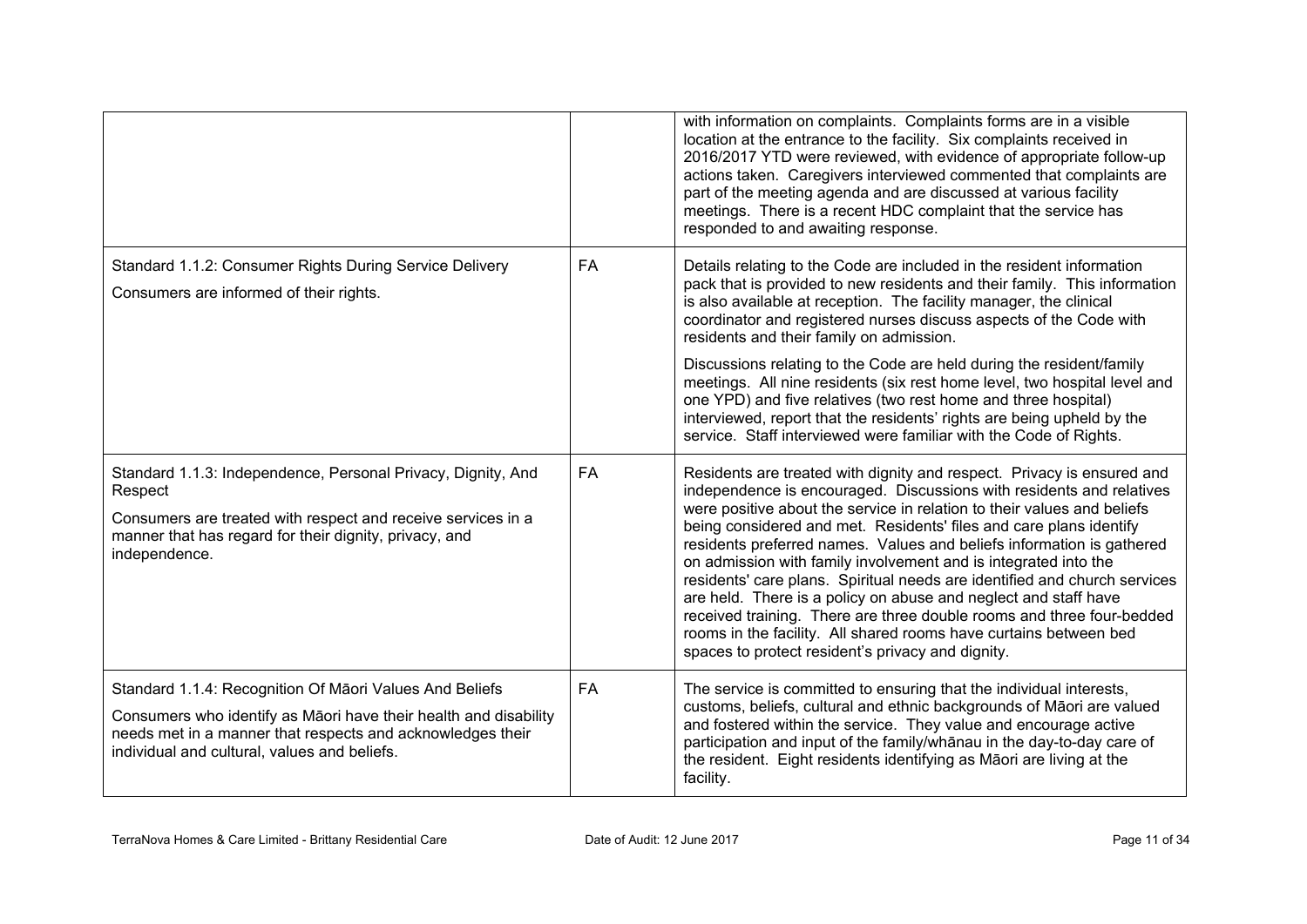| | | |
|---|---|---|
| | | with information on complaints. Complaints forms are in a visible location at the entrance to the facility. Six complaints received in 2016/2017 YTD were reviewed, with evidence of appropriate follow-up actions taken. Caregivers interviewed commented that complaints are part of the meeting agenda and are discussed at various facility meetings. There is a recent HDC complaint that the service has responded to and awaiting response. |
| Standard 1.1.2: Consumer Rights During Service Delivery<br><br>Consumers are informed of their rights. | FA | Details relating to the Code are included in the resident information pack that is provided to new residents and their family. This information is also available at reception. The facility manager, the clinical coordinator and registered nurses discuss aspects of the Code with residents and their family on admission.<br><br>Discussions relating to the Code are held during the resident/family meetings. All nine residents (six rest home level, two hospital level and one YPD) and five relatives (two rest home and three hospital) interviewed, report that the residents' rights are being upheld by the service. Staff interviewed were familiar with the Code of Rights. |
| Standard 1.1.3: Independence, Personal Privacy, Dignity, And Respect<br><br>Consumers are treated with respect and receive services in a manner that has regard for their dignity, privacy, and independence. | FA | Residents are treated with dignity and respect. Privacy is ensured and independence is encouraged. Discussions with residents and relatives were positive about the service in relation to their values and beliefs being considered and met. Residents' files and care plans identify residents preferred names. Values and beliefs information is gathered on admission with family involvement and is integrated into the residents' care plans. Spiritual needs are identified and church services are held. There is a policy on abuse and neglect and staff have received training. There are three double rooms and three four-bedded rooms in the facility. All shared rooms have curtains between bed spaces to protect resident's privacy and dignity. |
| Standard 1.1.4: Recognition Of Māori Values And Beliefs<br><br>Consumers who identify as Māori have their health and disability needs met in a manner that respects and acknowledges their individual and cultural, values and beliefs. | FA | The service is committed to ensuring that the individual interests, customs, beliefs, cultural and ethnic backgrounds of Māori are valued and fostered within the service. They value and encourage active participation and input of the family/whānau in the day-to-day care of the resident. Eight residents identifying as Māori are living at the facility. |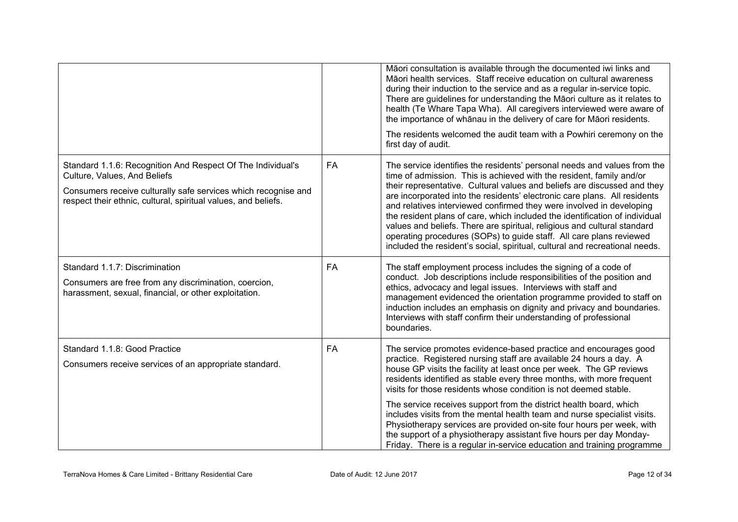| | | |
|---|---|---|
| | | Māori consultation is available through the documented iwi links and Māori health services. Staff receive education on cultural awareness during their induction to the service and as a regular in-service topic. There are guidelines for understanding the Māori culture as it relates to health (Te Whare Tapa Wha). All caregivers interviewed were aware of the importance of whānau in the delivery of care for Māori residents.<br><br>The residents welcomed the audit team with a Powhiri ceremony on the first day of audit. |
| Standard 1.1.6: Recognition And Respect Of The Individual's Culture, Values, And Beliefs<br><br>Consumers receive culturally safe services which recognise and respect their ethnic, cultural, spiritual values, and beliefs. | FA | The service identifies the residents' personal needs and values from the time of admission. This is achieved with the resident, family and/or their representative. Cultural values and beliefs are discussed and they are incorporated into the residents' electronic care plans. All residents and relatives interviewed confirmed they were involved in developing the resident plans of care, which included the identification of individual values and beliefs. There are spiritual, religious and cultural standard operating procedures (SOPs) to guide staff. All care plans reviewed included the resident's social, spiritual, cultural and recreational needs. |
| Standard 1.1.7: Discrimination<br><br>Consumers are free from any discrimination, coercion, harassment, sexual, financial, or other exploitation. | FA | The staff employment process includes the signing of a code of conduct. Job descriptions include responsibilities of the position and ethics, advocacy and legal issues. Interviews with staff and management evidenced the orientation programme provided to staff on induction includes an emphasis on dignity and privacy and boundaries. Interviews with staff confirm their understanding of professional boundaries. |
| Standard 1.1.8: Good Practice<br><br>Consumers receive services of an appropriate standard. | FA | The service promotes evidence-based practice and encourages good practice. Registered nursing staff are available 24 hours a day. A house GP visits the facility at least once per week. The GP reviews residents identified as stable every three months, with more frequent visits for those residents whose condition is not deemed stable.<br><br>The service receives support from the district health board, which includes visits from the mental health team and nurse specialist visits. Physiotherapy services are provided on-site four hours per week, with the support of a physiotherapy assistant five hours per day Monday-Friday. There is a regular in-service education and training programme |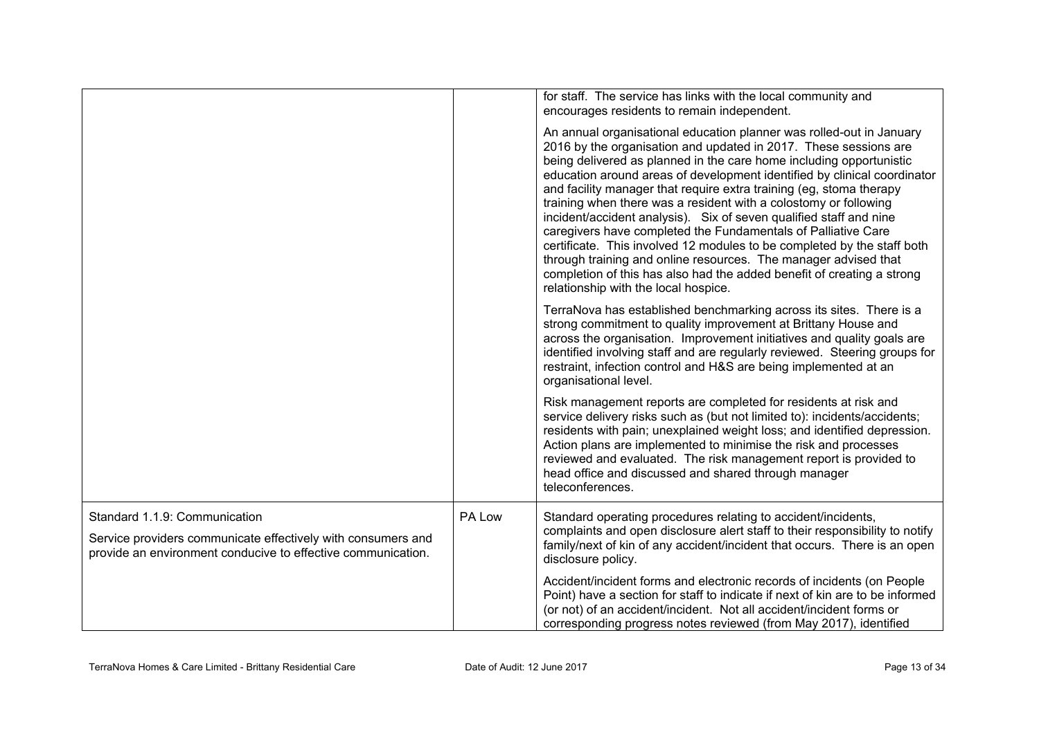| | | |
|---|---|---|
| | | for staff. The service has links with the local community and encourages residents to remain independent.<br><br>An annual organisational education planner was rolled-out in January 2016 by the organisation and updated in 2017. These sessions are being delivered as planned in the care home including opportunistic education around areas of development identified by clinical coordinator and facility manager that require extra training (eg, stoma therapy training when there was a resident with a colostomy or following incident/accident analysis). Six of seven qualified staff and nine caregivers have completed the Fundamentals of Palliative Care certificate. This involved 12 modules to be completed by the staff both through training and online resources. The manager advised that completion of this has also had the added benefit of creating a strong relationship with the local hospice.<br><br>TerraNova has established benchmarking across its sites. There is a strong commitment to quality improvement at Brittany House and across the organisation. Improvement initiatives and quality goals are identified involving staff and are regularly reviewed. Steering groups for restraint, infection control and H&S are being implemented at an organisational level.<br><br>Risk management reports are completed for residents at risk and service delivery risks such as (but not limited to): incidents/accidents; residents with pain; unexplained weight loss; and identified depression. Action plans are implemented to minimise the risk and processes reviewed and evaluated. The risk management report is provided to head office and discussed and shared through manager teleconferences. |
| Standard 1.1.9: Communication<br><br>Service providers communicate effectively with consumers and provide an environment conducive to effective communication. | PA Low | Standard operating procedures relating to accident/incidents, complaints and open disclosure alert staff to their responsibility to notify family/next of kin of any accident/incident that occurs. There is an open disclosure policy.<br><br>Accident/incident forms and electronic records of incidents (on People Point) have a section for staff to indicate if next of kin are to be informed (or not) of an accident/incident. Not all accident/incident forms or corresponding progress notes reviewed (from May 2017), identified |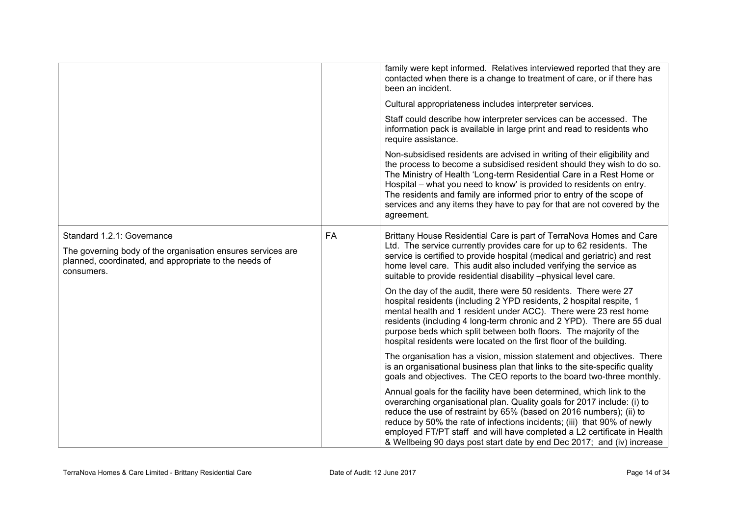| | | |
|---|---|---|
| | | family were kept informed. Relatives interviewed reported that they are contacted when there is a change to treatment of care, or if there has been an incident.<br><br>Cultural appropriateness includes interpreter services.<br><br>Staff could describe how interpreter services can be accessed. The information pack is available in large print and read to residents who require assistance.<br><br>Non-subsidised residents are advised in writing of their eligibility and the process to become a subsidised resident should they wish to do so. The Ministry of Health 'Long-term Residential Care in a Rest Home or Hospital – what you need to know' is provided to residents on entry. The residents and family are informed prior to entry of the scope of services and any items they have to pay for that are not covered by the agreement. |
| Standard 1.2.1: Governance<br><br>The governing body of the organisation ensures services are planned, coordinated, and appropriate to the needs of consumers. | FA | Brittany House Residential Care is part of TerraNova Homes and Care Ltd. The service currently provides care for up to 62 residents. The service is certified to provide hospital (medical and geriatric) and rest home level care. This audit also included verifying the service as suitable to provide residential disability –physical level care.<br><br>On the day of the audit, there were 50 residents. There were 27 hospital residents (including 2 YPD residents, 2 hospital respite, 1 mental health and 1 resident under ACC). There were 23 rest home residents (including 4 long-term chronic and 2 YPD). There are 55 dual purpose beds which split between both floors. The majority of the hospital residents were located on the first floor of the building.<br><br>The organisation has a vision, mission statement and objectives. There is an organisational business plan that links to the site-specific quality goals and objectives. The CEO reports to the board two-three monthly.<br><br>Annual goals for the facility have been determined, which link to the overarching organisational plan. Quality goals for 2017 include: (i) to reduce the use of restraint by 65% (based on 2016 numbers); (ii) to reduce by 50% the rate of infections incidents; (iii) that 90% of newly employed FT/PT staff and will have completed a L2 certificate in Health & Wellbeing 90 days post start date by end Dec 2017; and (iv) increase |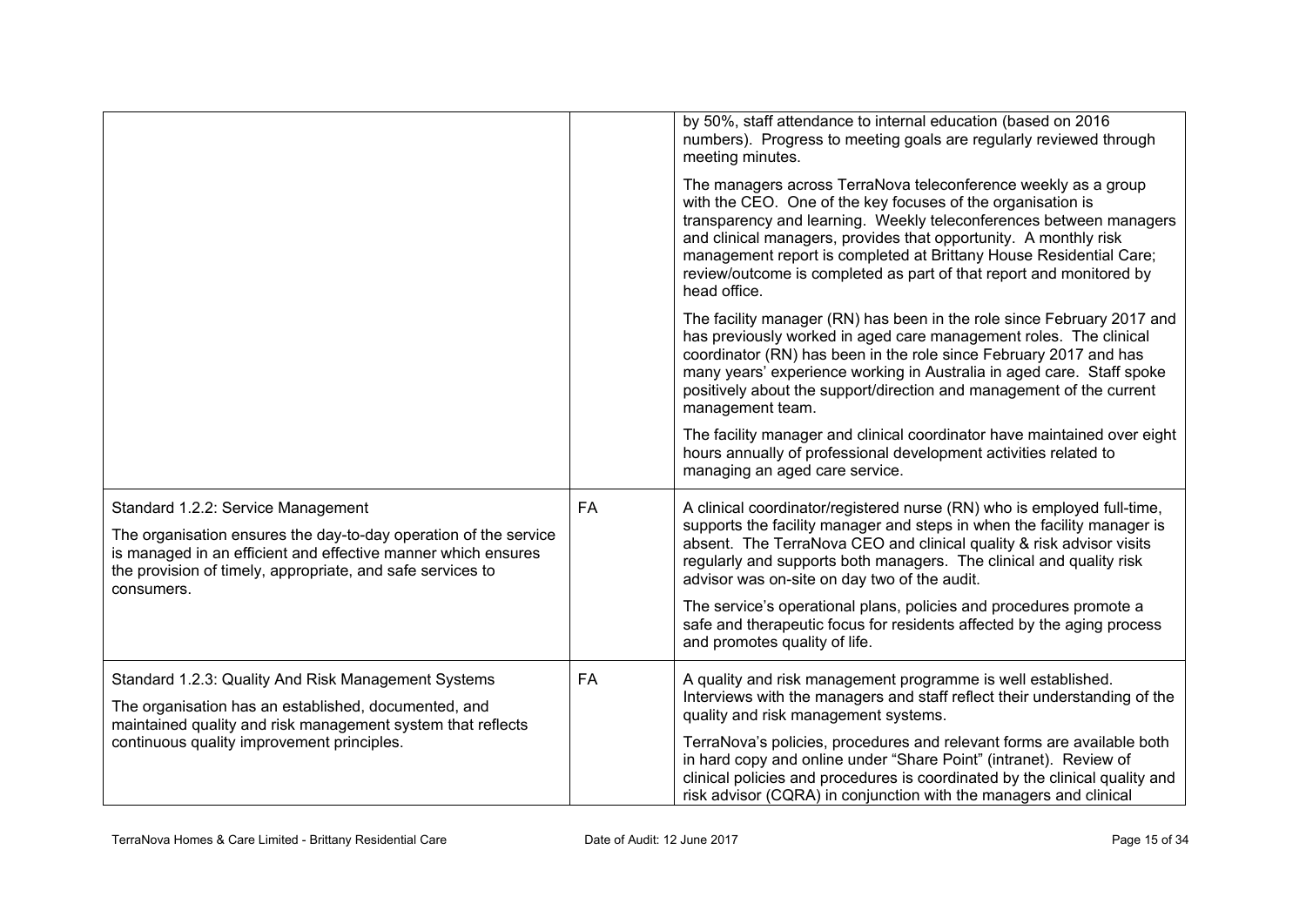| | | |
|---|---|---|
| | | by 50%, staff attendance to internal education (based on 2016 numbers). Progress to meeting goals are regularly reviewed through meeting minutes.<br><br>The managers across TerraNova teleconference weekly as a group with the CEO. One of the key focuses of the organisation is transparency and learning. Weekly teleconferences between managers and clinical managers, provides that opportunity. A monthly risk management report is completed at Brittany House Residential Care; review/outcome is completed as part of that report and monitored by head office.<br><br>The facility manager (RN) has been in the role since February 2017 and has previously worked in aged care management roles. The clinical coordinator (RN) has been in the role since February 2017 and has many years' experience working in Australia in aged care. Staff spoke positively about the support/direction and management of the current management team.<br><br>The facility manager and clinical coordinator have maintained over eight hours annually of professional development activities related to managing an aged care service. |
| Standard 1.2.2: Service Management<br><br>The organisation ensures the day-to-day operation of the service is managed in an efficient and effective manner which ensures the provision of timely, appropriate, and safe services to consumers. | FA | A clinical coordinator/registered nurse (RN) who is employed full-time, supports the facility manager and steps in when the facility manager is absent. The TerraNova CEO and clinical quality & risk advisor visits regularly and supports both managers. The clinical and quality risk advisor was on-site on day two of the audit.<br><br>The service's operational plans, policies and procedures promote a safe and therapeutic focus for residents affected by the aging process and promotes quality of life. |
| Standard 1.2.3: Quality And Risk Management Systems<br><br>The organisation has an established, documented, and maintained quality and risk management system that reflects continuous quality improvement principles. | FA | A quality and risk management programme is well established. Interviews with the managers and staff reflect their understanding of the quality and risk management systems.<br><br>TerraNova's policies, procedures and relevant forms are available both in hard copy and online under "Share Point" (intranet). Review of clinical policies and procedures is coordinated by the clinical quality and risk advisor (CQRA) in conjunction with the managers and clinical |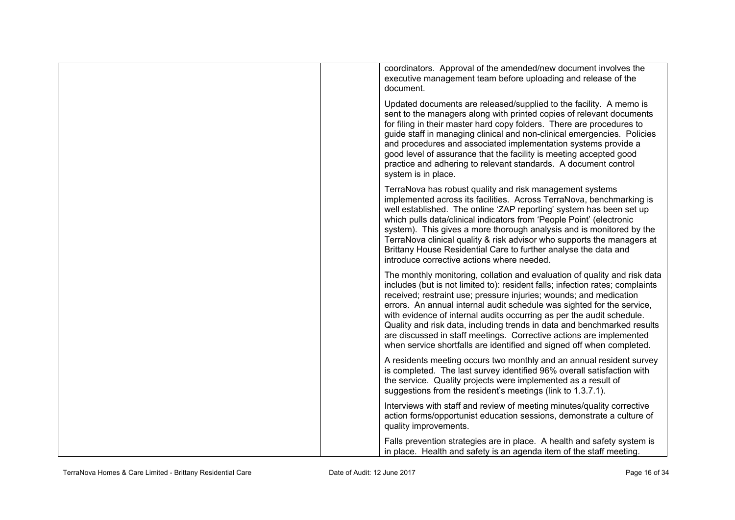| | | |
|---|---|---|
| | | coordinators. Approval of the amended/new document involves the executive management team before uploading and release of the document.<br><br>Updated documents are released/supplied to the facility. A memo is sent to the managers along with printed copies of relevant documents for filing in their master hard copy folders. There are procedures to guide staff in managing clinical and non-clinical emergencies. Policies and procedures and associated implementation systems provide a good level of assurance that the facility is meeting accepted good practice and adhering to relevant standards. A document control system is in place.<br><br>TerraNova has robust quality and risk management systems implemented across its facilities. Across TerraNova, benchmarking is well established. The online 'ZAP reporting' system has been set up which pulls data/clinical indicators from 'People Point' (electronic system). This gives a more thorough analysis and is monitored by the TerraNova clinical quality & risk advisor who supports the managers at Brittany House Residential Care to further analyse the data and introduce corrective actions where needed.<br><br>The monthly monitoring, collation and evaluation of quality and risk data includes (but is not limited to): resident falls; infection rates; complaints received; restraint use; pressure injuries; wounds; and medication errors. An annual internal audit schedule was sighted for the service, with evidence of internal audits occurring as per the audit schedule. Quality and risk data, including trends in data and benchmarked results are discussed in staff meetings. Corrective actions are implemented when service shortfalls are identified and signed off when completed.<br><br>A residents meeting occurs two monthly and an annual resident survey is completed. The last survey identified 96% overall satisfaction with the service. Quality projects were implemented as a result of suggestions from the resident's meetings (link to 1.3.7.1).<br><br>Interviews with staff and review of meeting minutes/quality corrective action forms/opportunist education sessions, demonstrate a culture of quality improvements.<br><br>Falls prevention strategies are in place. A health and safety system is in place. Health and safety is an agenda item of the staff meeting. |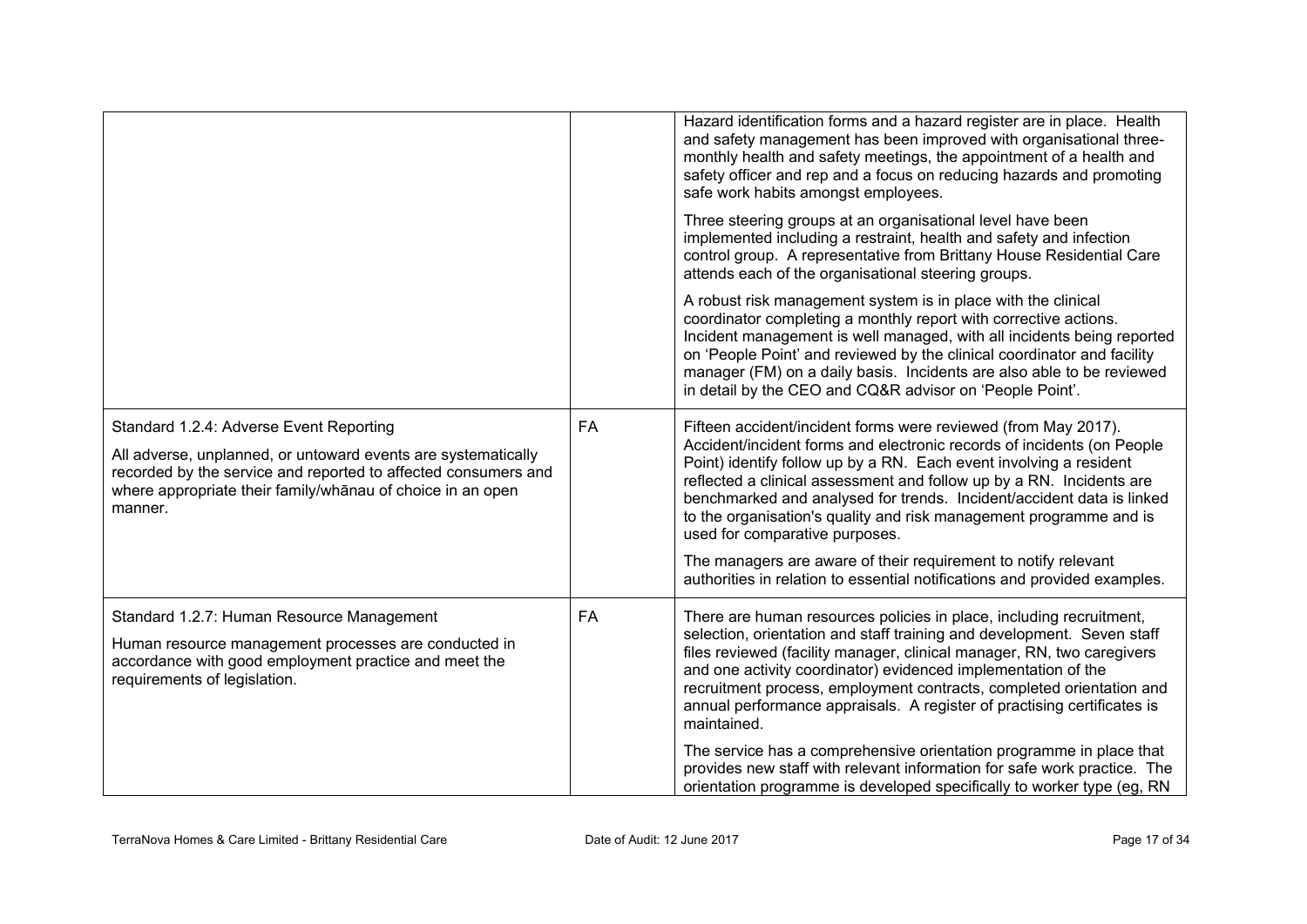| | | |
|---|---|---|
| | | Hazard identification forms and a hazard register are in place. Health and safety management has been improved with organisational three-monthly health and safety meetings, the appointment of a health and safety officer and rep and a focus on reducing hazards and promoting safe work habits amongst employees.<br><br>Three steering groups at an organisational level have been implemented including a restraint, health and safety and infection control group. A representative from Brittany House Residential Care attends each of the organisational steering groups.<br><br>A robust risk management system is in place with the clinical coordinator completing a monthly report with corrective actions. Incident management is well managed, with all incidents being reported on 'People Point' and reviewed by the clinical coordinator and facility manager (FM) on a daily basis. Incidents are also able to be reviewed in detail by the CEO and CQ&R advisor on 'People Point'. |
| Standard 1.2.4: Adverse Event Reporting<br><br>All adverse, unplanned, or untoward events are systematically recorded by the service and reported to affected consumers and where appropriate their family/whānau of choice in an open manner. | FA | Fifteen accident/incident forms were reviewed (from May 2017). Accident/incident forms and electronic records of incidents (on People Point) identify follow up by a RN. Each event involving a resident reflected a clinical assessment and follow up by a RN. Incidents are benchmarked and analysed for trends. Incident/accident data is linked to the organisation's quality and risk management programme and is used for comparative purposes.<br><br>The managers are aware of their requirement to notify relevant authorities in relation to essential notifications and provided examples. |
| Standard 1.2.7: Human Resource Management<br><br>Human resource management processes are conducted in accordance with good employment practice and meet the requirements of legislation. | FA | There are human resources policies in place, including recruitment, selection, orientation and staff training and development. Seven staff files reviewed (facility manager, clinical manager, RN, two caregivers and one activity coordinator) evidenced implementation of the recruitment process, employment contracts, completed orientation and annual performance appraisals. A register of practising certificates is maintained.<br><br>The service has a comprehensive orientation programme in place that provides new staff with relevant information for safe work practice. The orientation programme is developed specifically to worker type (eg, RN |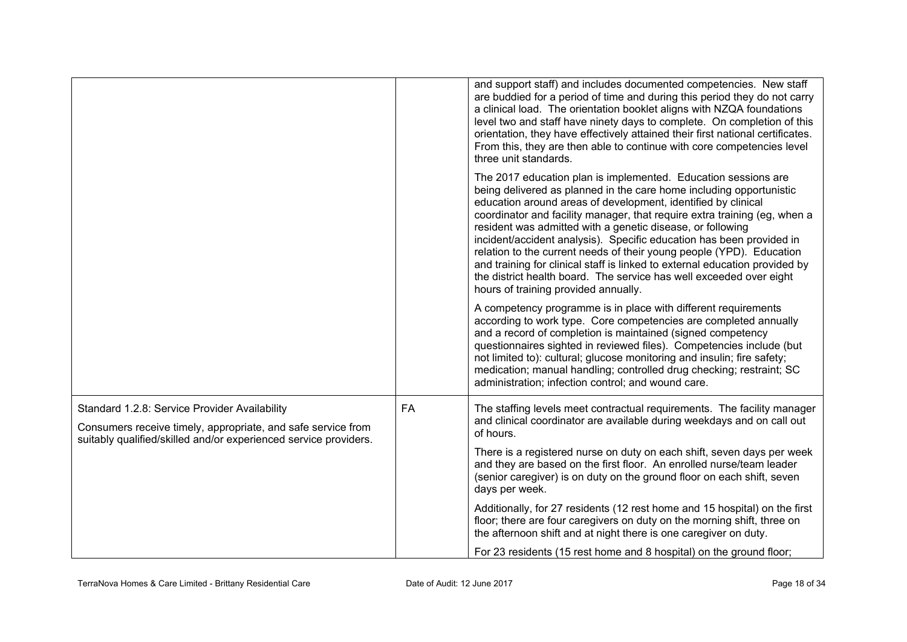| | | |
|---|---|---|
| | | and support staff) and includes documented competencies. New staff are buddied for a period of time and during this period they do not carry a clinical load. The orientation booklet aligns with NZQA foundations level two and staff have ninety days to complete. On completion of this orientation, they have effectively attained their first national certificates. From this, they are then able to continue with core competencies level three unit standards.<br><br>The 2017 education plan is implemented. Education sessions are being delivered as planned in the care home including opportunistic education around areas of development, identified by clinical coordinator and facility manager, that require extra training (eg, when a resident was admitted with a genetic disease, or following incident/accident analysis). Specific education has been provided in relation to the current needs of their young people (YPD). Education and training for clinical staff is linked to external education provided by the district health board. The service has well exceeded over eight hours of training provided annually.<br><br>A competency programme is in place with different requirements according to work type. Core competencies are completed annually and a record of completion is maintained (signed competency questionnaires sighted in reviewed files). Competencies include (but not limited to): cultural; glucose monitoring and insulin; fire safety; medication; manual handling; controlled drug checking; restraint; SC administration; infection control; and wound care. |
| Standard 1.2.8: Service Provider Availability<br><br>Consumers receive timely, appropriate, and safe service from suitably qualified/skilled and/or experienced service providers. | FA | The staffing levels meet contractual requirements. The facility manager and clinical coordinator are available during weekdays and on call out of hours.<br><br>There is a registered nurse on duty on each shift, seven days per week and they are based on the first floor. An enrolled nurse/team leader (senior caregiver) is on duty on the ground floor on each shift, seven days per week.<br><br>Additionally, for 27 residents (12 rest home and 15 hospital) on the first floor; there are four caregivers on duty on the morning shift, three on the afternoon shift and at night there is one caregiver on duty.<br><br>For 23 residents (15 rest home and 8 hospital) on the ground floor; |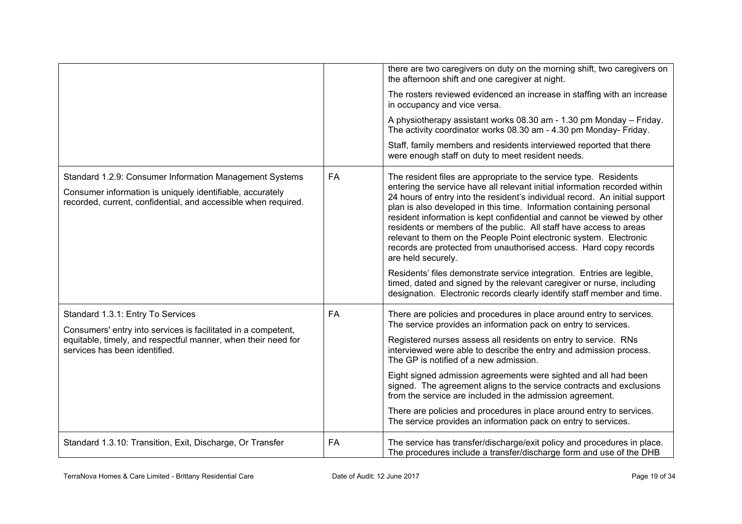| | | |
|---|---|---|
| | | there are two caregivers on duty on the morning shift, two caregivers on the afternoon shift and one caregiver at night.<br><br>The rosters reviewed evidenced an increase in staffing with an increase in occupancy and vice versa.<br><br>A physiotherapy assistant works 08.30 am - 1.30 pm Monday – Friday. The activity coordinator works 08.30 am - 4.30 pm Monday- Friday.<br><br>Staff, family members and residents interviewed reported that there were enough staff on duty to meet resident needs. |
| Standard 1.2.9: Consumer Information Management Systems<br><br>Consumer information is uniquely identifiable, accurately recorded, current, confidential, and accessible when required. | FA | The resident files are appropriate to the service type. Residents entering the service have all relevant initial information recorded within 24 hours of entry into the resident's individual record. An initial support plan is also developed in this time. Information containing personal resident information is kept confidential and cannot be viewed by other residents or members of the public. All staff have access to areas relevant to them on the People Point electronic system. Electronic records are protected from unauthorised access. Hard copy records are held securely.<br><br>Residents' files demonstrate service integration. Entries are legible, timed, dated and signed by the relevant caregiver or nurse, including designation. Electronic records clearly identify staff member and time. |
| Standard 1.3.1: Entry To Services<br><br>Consumers' entry into services is facilitated in a competent, equitable, timely, and respectful manner, when their need for services has been identified. | FA | There are policies and procedures in place around entry to services. The service provides an information pack on entry to services.<br><br>Registered nurses assess all residents on entry to service. RNs interviewed were able to describe the entry and admission process. The GP is notified of a new admission.<br><br>Eight signed admission agreements were sighted and all had been signed. The agreement aligns to the service contracts and exclusions from the service are included in the admission agreement.<br><br>There are policies and procedures in place around entry to services. The service provides an information pack on entry to services. |
| Standard 1.3.10: Transition, Exit, Discharge, Or Transfer | FA | The service has transfer/discharge/exit policy and procedures in place. The procedures include a transfer/discharge form and use of the DHB |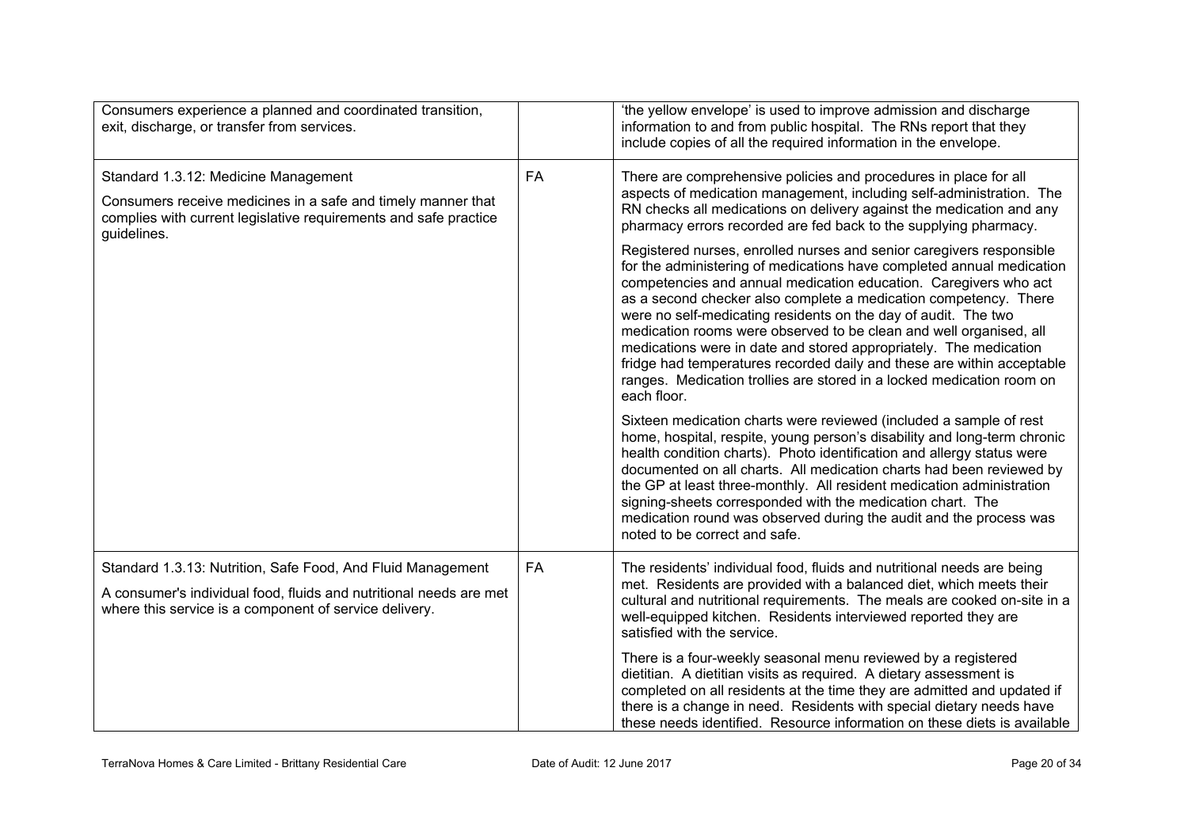| | | |
|---|---|---|
| Consumers experience a planned and coordinated transition, exit, discharge, or transfer from services. | | 'the yellow envelope' is used to improve admission and discharge information to and from public hospital. The RNs report that they include copies of all the required information in the envelope. |
| Standard 1.3.12: Medicine Management<br><br>Consumers receive medicines in a safe and timely manner that complies with current legislative requirements and safe practice guidelines. | FA | There are comprehensive policies and procedures in place for all aspects of medication management, including self-administration. The RN checks all medications on delivery against the medication and any pharmacy errors recorded are fed back to the supplying pharmacy.<br><br>Registered nurses, enrolled nurses and senior caregivers responsible for the administering of medications have completed annual medication competencies and annual medication education. Caregivers who act as a second checker also complete a medication competency. There were no self-medicating residents on the day of audit. The two medication rooms were observed to be clean and well organised, all medications were in date and stored appropriately. The medication fridge had temperatures recorded daily and these are within acceptable ranges. Medication trollies are stored in a locked medication room on each floor.<br><br>Sixteen medication charts were reviewed (included a sample of rest home, hospital, respite, young person's disability and long-term chronic health condition charts). Photo identification and allergy status were documented on all charts. All medication charts had been reviewed by the GP at least three-monthly. All resident medication administration signing-sheets corresponded with the medication chart. The medication round was observed during the audit and the process was noted to be correct and safe. |
| Standard 1.3.13: Nutrition, Safe Food, And Fluid Management<br><br>A consumer's individual food, fluids and nutritional needs are met where this service is a component of service delivery. | FA | The residents' individual food, fluids and nutritional needs are being met. Residents are provided with a balanced diet, which meets their cultural and nutritional requirements. The meals are cooked on-site in a well-equipped kitchen. Residents interviewed reported they are satisfied with the service.<br><br>There is a four-weekly seasonal menu reviewed by a registered dietitian. A dietitian visits as required. A dietary assessment is completed on all residents at the time they are admitted and updated if there is a change in need. Residents with special dietary needs have these needs identified. Resource information on these diets is available |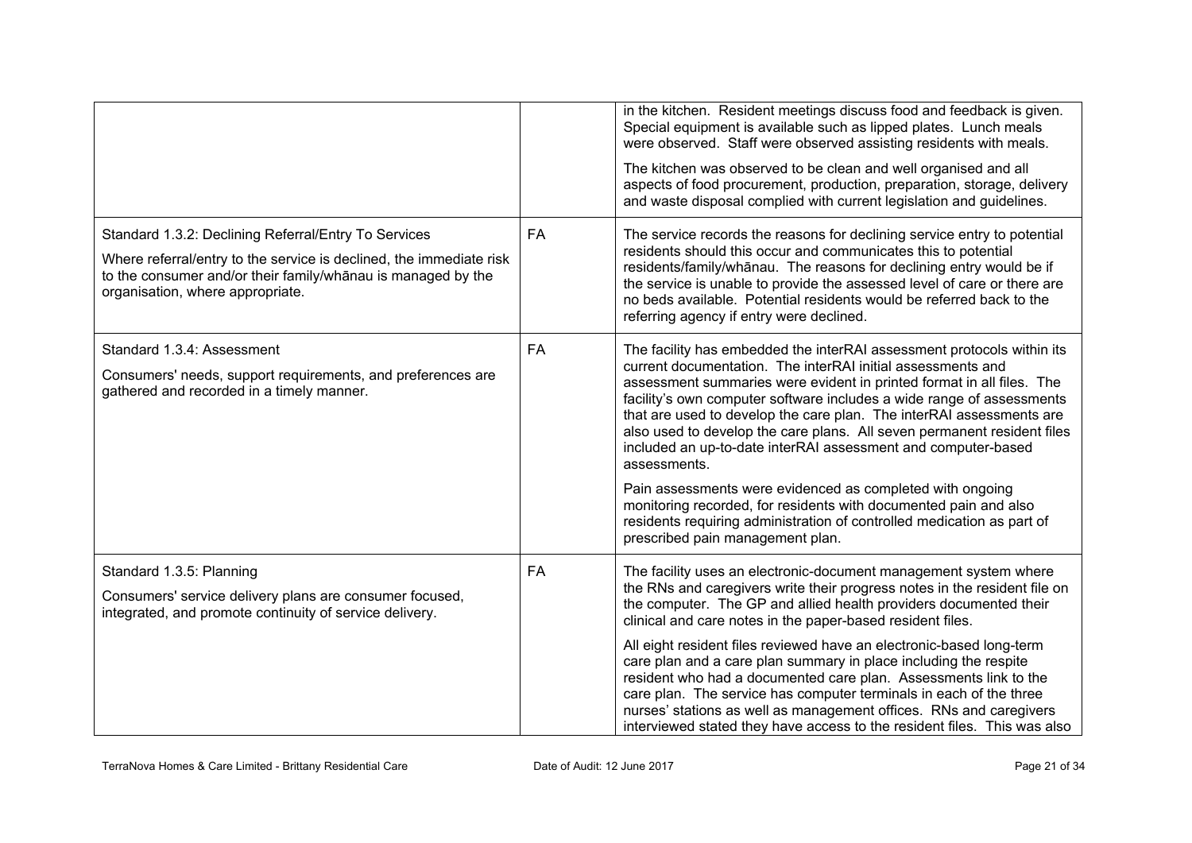| | | |
|---|---|---|
| | | in the kitchen. Resident meetings discuss food and feedback is given. Special equipment is available such as lipped plates. Lunch meals were observed. Staff were observed assisting residents with meals.<br><br>The kitchen was observed to be clean and well organised and all aspects of food procurement, production, preparation, storage, delivery and waste disposal complied with current legislation and guidelines. |
| Standard 1.3.2: Declining Referral/Entry To Services<br><br>Where referral/entry to the service is declined, the immediate risk to the consumer and/or their family/whānau is managed by the organisation, where appropriate. | FA | The service records the reasons for declining service entry to potential residents should this occur and communicates this to potential residents/family/whānau. The reasons for declining entry would be if the service is unable to provide the assessed level of care or there are no beds available. Potential residents would be referred back to the referring agency if entry were declined. |
| Standard 1.3.4: Assessment<br><br>Consumers' needs, support requirements, and preferences are gathered and recorded in a timely manner. | FA | The facility has embedded the interRAI assessment protocols within its current documentation. The interRAI initial assessments and assessment summaries were evident in printed format in all files. The facility's own computer software includes a wide range of assessments that are used to develop the care plan. The interRAI assessments are also used to develop the care plans. All seven permanent resident files included an up-to-date interRAI assessment and computer-based assessments.<br><br>Pain assessments were evidenced as completed with ongoing monitoring recorded, for residents with documented pain and also residents requiring administration of controlled medication as part of prescribed pain management plan. |
| Standard 1.3.5: Planning<br><br>Consumers' service delivery plans are consumer focused, integrated, and promote continuity of service delivery. | FA | The facility uses an electronic-document management system where the RNs and caregivers write their progress notes in the resident file on the computer. The GP and allied health providers documented their clinical and care notes in the paper-based resident files.<br><br>All eight resident files reviewed have an electronic-based long-term care plan and a care plan summary in place including the respite resident who had a documented care plan. Assessments link to the care plan. The service has computer terminals in each of the three nurses' stations as well as management offices. RNs and caregivers interviewed stated they have access to the resident files. This was also |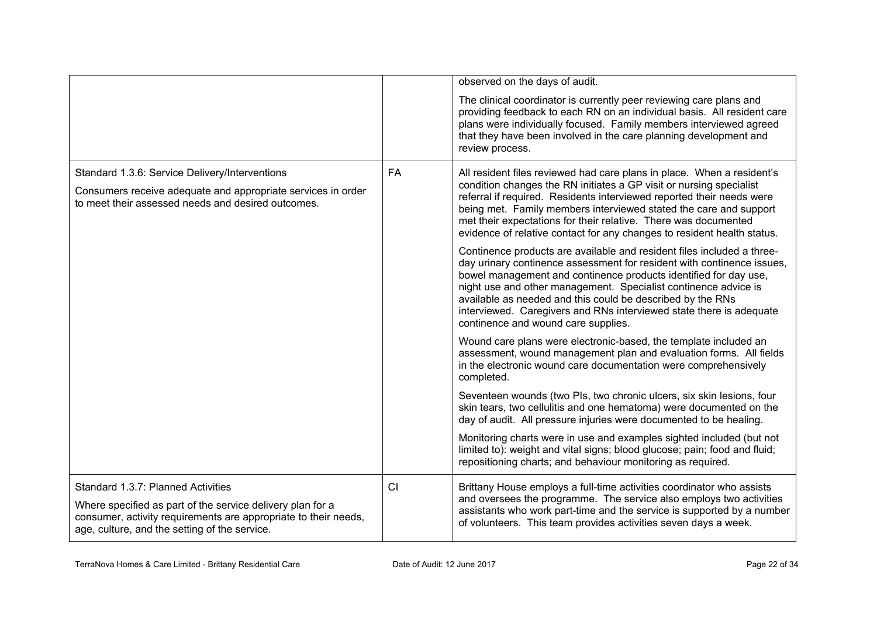|  |  |  |
| --- | --- | --- |
|  |  | observed on the days of audit.<br><br>The clinical coordinator is currently peer reviewing care plans and providing feedback to each RN on an individual basis. All resident care plans were individually focused. Family members interviewed agreed that they have been involved in the care planning development and review process. |
| Standard 1.3.6: Service Delivery/Interventions<br><br>Consumers receive adequate and appropriate services in order to meet their assessed needs and desired outcomes. | FA | All resident files reviewed had care plans in place. When a resident's condition changes the RN initiates a GP visit or nursing specialist referral if required. Residents interviewed reported their needs were being met. Family members interviewed stated the care and support met their expectations for their relative. There was documented evidence of relative contact for any changes to resident health status.<br><br>Continence products are available and resident files included a three-day urinary continence assessment for resident with continence issues, bowel management and continence products identified for day use, night use and other management. Specialist continence advice is available as needed and this could be described by the RNs interviewed. Caregivers and RNs interviewed state there is adequate continence and wound care supplies.<br><br>Wound care plans were electronic-based, the template included an assessment, wound management plan and evaluation forms. All fields in the electronic wound care documentation were comprehensively completed.<br><br>Seventeen wounds (two PIs, two chronic ulcers, six skin lesions, four skin tears, two cellulitis and one hematoma) were documented on the day of audit. All pressure injuries were documented to be healing.<br><br>Monitoring charts were in use and examples sighted included (but not limited to): weight and vital signs; blood glucose; pain; food and fluid; repositioning charts; and behaviour monitoring as required. |
| Standard 1.3.7: Planned Activities<br><br>Where specified as part of the service delivery plan for a consumer, activity requirements are appropriate to their needs, age, culture, and the setting of the service. | CI | Brittany House employs a full-time activities coordinator who assists and oversees the programme. The service also employs two activities assistants who work part-time and the service is supported by a number of volunteers. This team provides activities seven days a week. |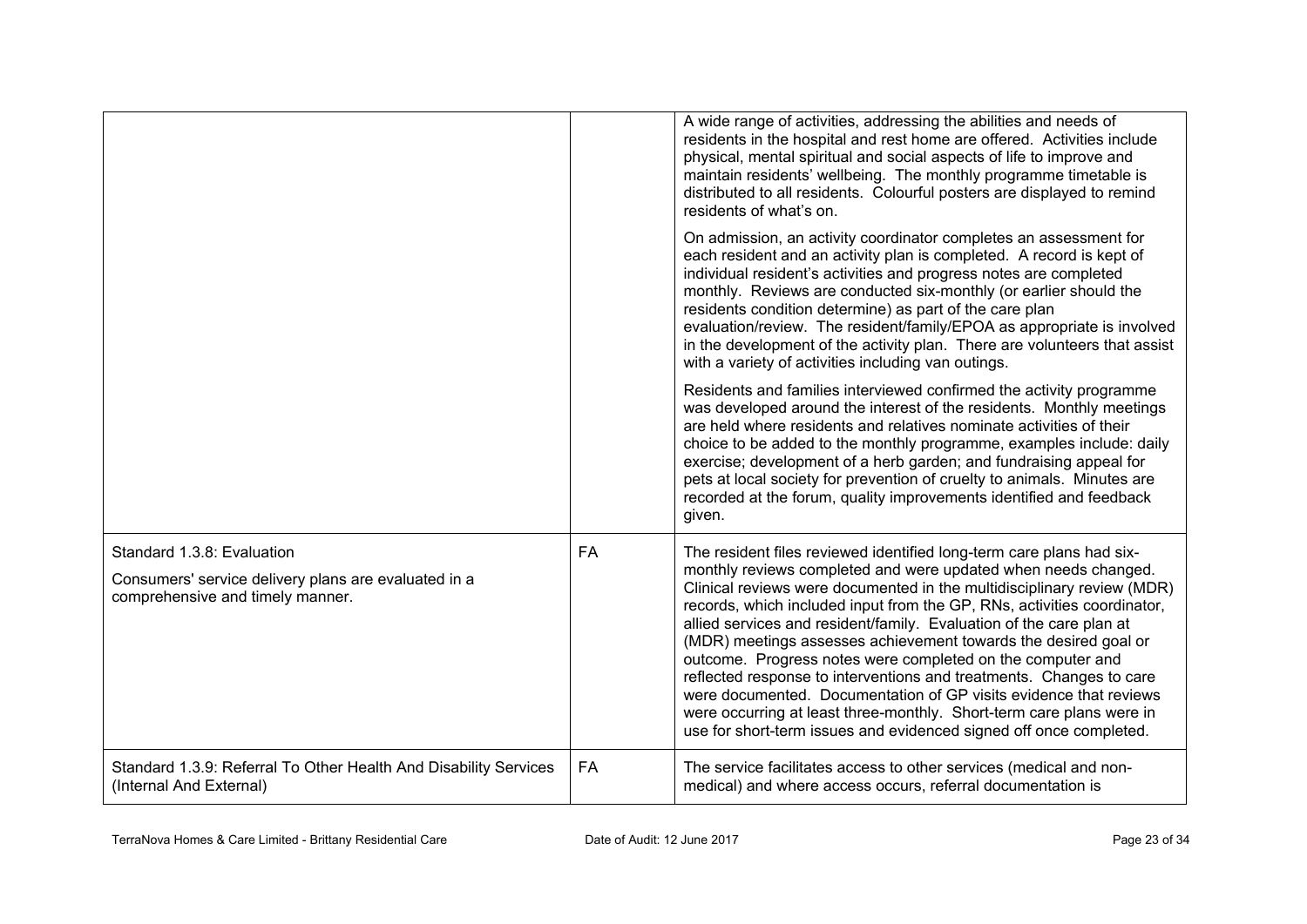| | | |
|---|---|---|
| | | A wide range of activities, addressing the abilities and needs of residents in the hospital and rest home are offered. Activities include physical, mental spiritual and social aspects of life to improve and maintain residents' wellbeing. The monthly programme timetable is distributed to all residents. Colourful posters are displayed to remind residents of what's on.<br><br>On admission, an activity coordinator completes an assessment for each resident and an activity plan is completed. A record is kept of individual resident's activities and progress notes are completed monthly. Reviews are conducted six-monthly (or earlier should the residents condition determine) as part of the care plan evaluation/review. The resident/family/EPOA as appropriate is involved in the development of the activity plan. There are volunteers that assist with a variety of activities including van outings.<br><br>Residents and families interviewed confirmed the activity programme was developed around the interest of the residents. Monthly meetings are held where residents and relatives nominate activities of their choice to be added to the monthly programme, examples include: daily exercise; development of a herb garden; and fundraising appeal for pets at local society for prevention of cruelty to animals. Minutes are recorded at the forum, quality improvements identified and feedback given. |
| Standard 1.3.8: Evaluation<br><br>Consumers' service delivery plans are evaluated in a comprehensive and timely manner. | FA | The resident files reviewed identified long-term care plans had six-monthly reviews completed and were updated when needs changed. Clinical reviews were documented in the multidisciplinary review (MDR) records, which included input from the GP, RNs, activities coordinator, allied services and resident/family. Evaluation of the care plan at (MDR) meetings assesses achievement towards the desired goal or outcome. Progress notes were completed on the computer and reflected response to interventions and treatments. Changes to care were documented. Documentation of GP visits evidence that reviews were occurring at least three-monthly. Short-term care plans were in use for short-term issues and evidenced signed off once completed. |
| Standard 1.3.9: Referral To Other Health And Disability Services (Internal And External) | FA | The service facilitates access to other services (medical and non-medical) and where access occurs, referral documentation is |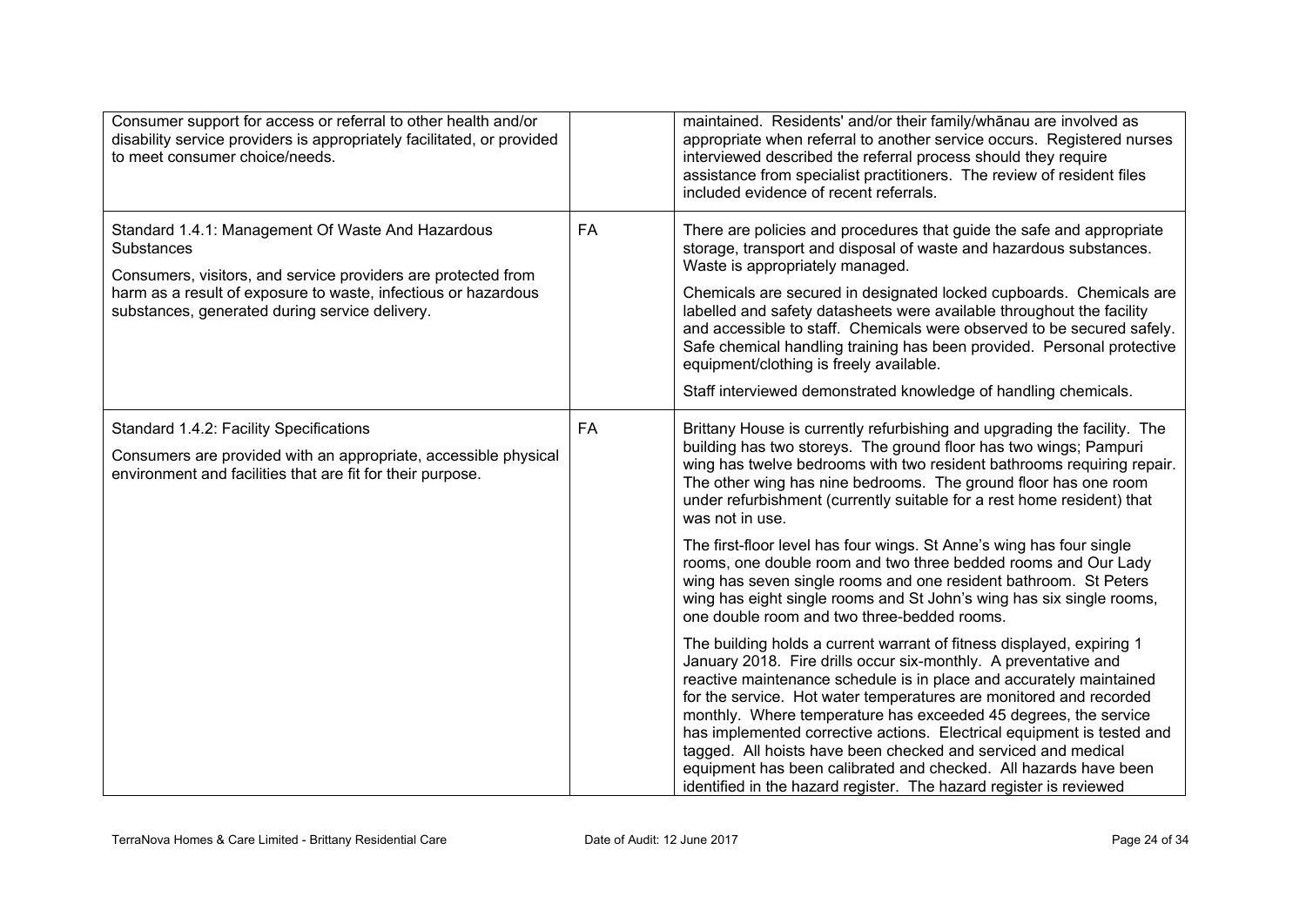| | | |
|---|---|---|
| Consumer support for access or referral to other health and/or disability service providers is appropriately facilitated, or provided to meet consumer choice/needs. | | maintained. Residents' and/or their family/whānau are involved as appropriate when referral to another service occurs. Registered nurses interviewed described the referral process should they require assistance from specialist practitioners. The review of resident files included evidence of recent referrals. |
| Standard 1.4.1: Management Of Waste And Hazardous Substances<br><br>Consumers, visitors, and service providers are protected from harm as a result of exposure to waste, infectious or hazardous substances, generated during service delivery. | FA | There are policies and procedures that guide the safe and appropriate storage, transport and disposal of waste and hazardous substances. Waste is appropriately managed.<br><br>Chemicals are secured in designated locked cupboards. Chemicals are labelled and safety datasheets were available throughout the facility and accessible to staff. Chemicals were observed to be secured safely. Safe chemical handling training has been provided. Personal protective equipment/clothing is freely available.<br><br>Staff interviewed demonstrated knowledge of handling chemicals. |
| Standard 1.4.2: Facility Specifications<br><br>Consumers are provided with an appropriate, accessible physical environment and facilities that are fit for their purpose. | FA | Brittany House is currently refurbishing and upgrading the facility. The building has two storeys. The ground floor has two wings; Pampuri wing has twelve bedrooms with two resident bathrooms requiring repair. The other wing has nine bedrooms. The ground floor has one room under refurbishment (currently suitable for a rest home resident) that was not in use.<br><br>The first-floor level has four wings. St Anne's wing has four single rooms, one double room and two three bedded rooms and Our Lady wing has seven single rooms and one resident bathroom. St Peters wing has eight single rooms and St John's wing has six single rooms, one double room and two three-bedded rooms.<br><br>The building holds a current warrant of fitness displayed, expiring 1 January 2018. Fire drills occur six-monthly. A preventative and reactive maintenance schedule is in place and accurately maintained for the service. Hot water temperatures are monitored and recorded monthly. Where temperature has exceeded 45 degrees, the service has implemented corrective actions. Electrical equipment is tested and tagged. All hoists have been checked and serviced and medical equipment has been calibrated and checked. All hazards have been identified in the hazard register. The hazard register is reviewed |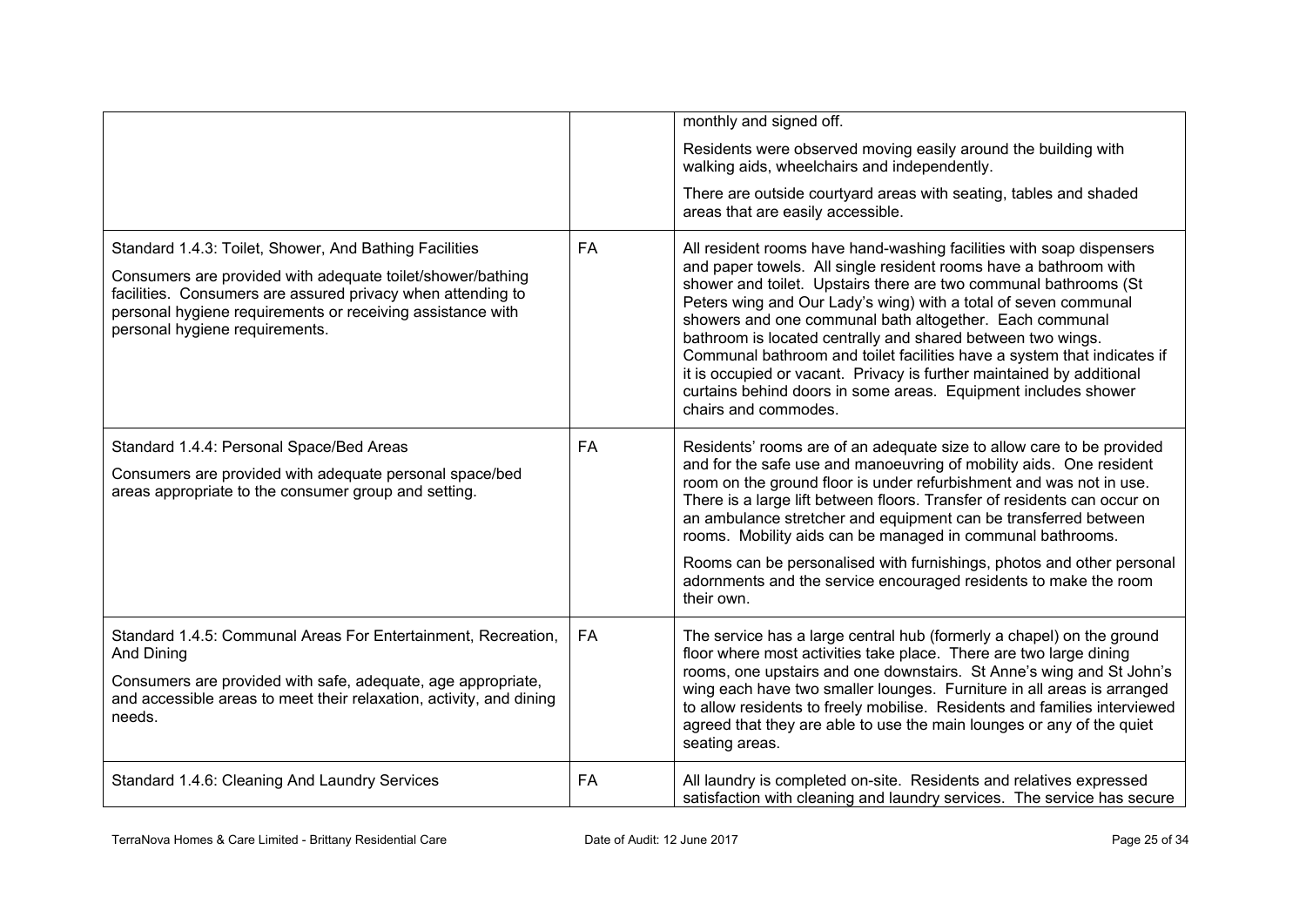|  |  |  |
|---|---|---|
|  |  | monthly and signed off.<br><br>Residents were observed moving easily around the building with walking aids, wheelchairs and independently.<br><br>There are outside courtyard areas with seating, tables and shaded areas that are easily accessible. |
| Standard 1.4.3: Toilet, Shower, And Bathing Facilities<br><br>Consumers are provided with adequate toilet/shower/bathing facilities. Consumers are assured privacy when attending to personal hygiene requirements or receiving assistance with personal hygiene requirements. | FA | All resident rooms have hand-washing facilities with soap dispensers and paper towels. All single resident rooms have a bathroom with shower and toilet. Upstairs there are two communal bathrooms (St Peters wing and Our Lady's wing) with a total of seven communal showers and one communal bath altogether. Each communal bathroom is located centrally and shared between two wings. Communal bathroom and toilet facilities have a system that indicates if it is occupied or vacant. Privacy is further maintained by additional curtains behind doors in some areas. Equipment includes shower chairs and commodes. |
| Standard 1.4.4: Personal Space/Bed Areas<br><br>Consumers are provided with adequate personal space/bed areas appropriate to the consumer group and setting. | FA | Residents' rooms are of an adequate size to allow care to be provided and for the safe use and manoeuvring of mobility aids. One resident room on the ground floor is under refurbishment and was not in use. There is a large lift between floors. Transfer of residents can occur on an ambulance stretcher and equipment can be transferred between rooms. Mobility aids can be managed in communal bathrooms.<br><br>Rooms can be personalised with furnishings, photos and other personal adornments and the service encouraged residents to make the room their own. |
| Standard 1.4.5: Communal Areas For Entertainment, Recreation, And Dining<br><br>Consumers are provided with safe, adequate, age appropriate, and accessible areas to meet their relaxation, activity, and dining needs. | FA | The service has a large central hub (formerly a chapel) on the ground floor where most activities take place. There are two large dining rooms, one upstairs and one downstairs. St Anne's wing and St John's wing each have two smaller lounges. Furniture in all areas is arranged to allow residents to freely mobilise. Residents and families interviewed agreed that they are able to use the main lounges or any of the quiet seating areas. |
| Standard 1.4.6: Cleaning And Laundry Services | FA | All laundry is completed on-site. Residents and relatives expressed satisfaction with cleaning and laundry services. The service has secure |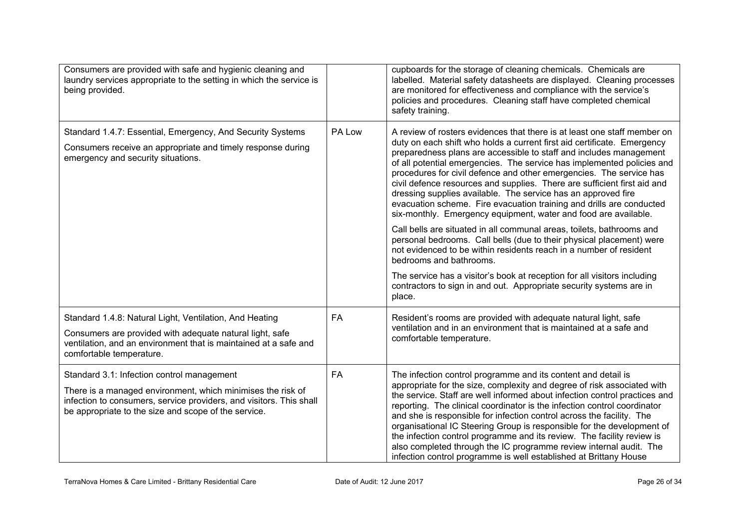| | | |
|---|---|---|
| Consumers are provided with safe and hygienic cleaning and laundry services appropriate to the setting in which the service is being provided. | | cupboards for the storage of cleaning chemicals. Chemicals are labelled. Material safety datasheets are displayed. Cleaning processes are monitored for effectiveness and compliance with the service's policies and procedures. Cleaning staff have completed chemical safety training. |
| Standard 1.4.7: Essential, Emergency, And Security Systems<br><br>Consumers receive an appropriate and timely response during emergency and security situations. | PA Low | A review of rosters evidences that there is at least one staff member on duty on each shift who holds a current first aid certificate. Emergency preparedness plans are accessible to staff and includes management of all potential emergencies. The service has implemented policies and procedures for civil defence and other emergencies. The service has civil defence resources and supplies. There are sufficient first aid and dressing supplies available. The service has an approved fire evacuation scheme. Fire evacuation training and drills are conducted six-monthly. Emergency equipment, water and food are available.<br><br>Call bells are situated in all communal areas, toilets, bathrooms and personal bedrooms. Call bells (due to their physical placement) were not evidenced to be within residents reach in a number of resident bedrooms and bathrooms.<br><br>The service has a visitor's book at reception for all visitors including contractors to sign in and out. Appropriate security systems are in place. |
| Standard 1.4.8: Natural Light, Ventilation, And Heating<br><br>Consumers are provided with adequate natural light, safe ventilation, and an environment that is maintained at a safe and comfortable temperature. | FA | Resident's rooms are provided with adequate natural light, safe ventilation and in an environment that is maintained at a safe and comfortable temperature. |
| Standard 3.1: Infection control management<br><br>There is a managed environment, which minimises the risk of infection to consumers, service providers, and visitors. This shall be appropriate to the size and scope of the service. | FA | The infection control programme and its content and detail is appropriate for the size, complexity and degree of risk associated with the service. Staff are well informed about infection control practices and reporting. The clinical coordinator is the infection control coordinator and she is responsible for infection control across the facility. The organisational IC Steering Group is responsible for the development of the infection control programme and its review. The facility review is also completed through the IC programme review internal audit. The infection control programme is well established at Brittany House |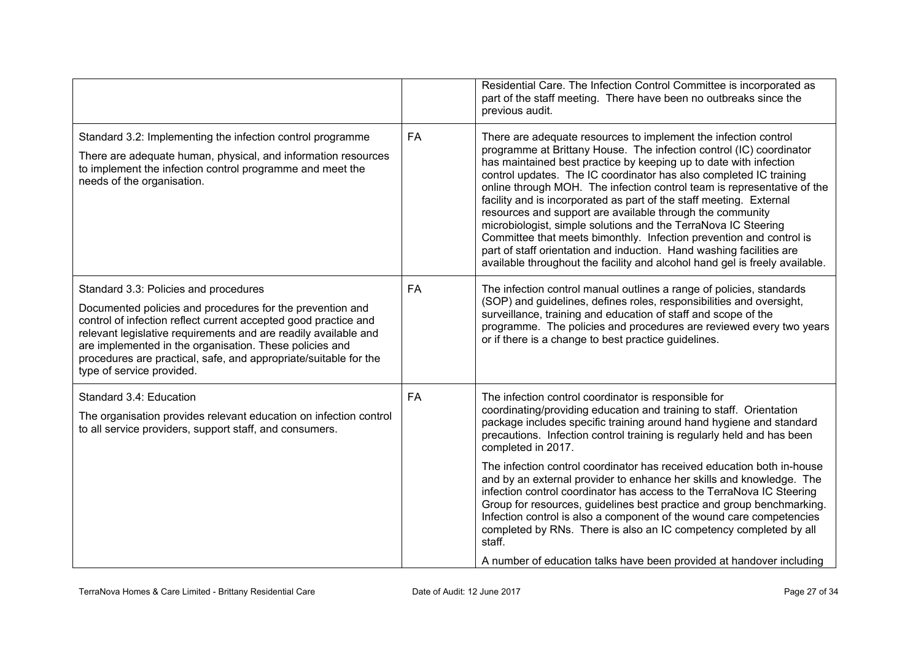| | | |
|---|---|---|
| | | Residential Care. The Infection Control Committee is incorporated as part of the staff meeting. There have been no outbreaks since the previous audit. |
| Standard 3.2: Implementing the infection control programme<br><br>There are adequate human, physical, and information resources to implement the infection control programme and meet the needs of the organisation. | FA | There are adequate resources to implement the infection control programme at Brittany House. The infection control (IC) coordinator has maintained best practice by keeping up to date with infection control updates. The IC coordinator has also completed IC training online through MOH. The infection control team is representative of the facility and is incorporated as part of the staff meeting. External resources and support are available through the community microbiologist, simple solutions and the TerraNova IC Steering Committee that meets bimonthly. Infection prevention and control is part of staff orientation and induction. Hand washing facilities are available throughout the facility and alcohol hand gel is freely available. |
| Standard 3.3: Policies and procedures<br><br>Documented policies and procedures for the prevention and control of infection reflect current accepted good practice and relevant legislative requirements and are readily available and are implemented in the organisation. These policies and procedures are practical, safe, and appropriate/suitable for the type of service provided. | FA | The infection control manual outlines a range of policies, standards (SOP) and guidelines, defines roles, responsibilities and oversight, surveillance, training and education of staff and scope of the programme. The policies and procedures are reviewed every two years or if there is a change to best practice guidelines. |
| Standard 3.4: Education<br><br>The organisation provides relevant education on infection control to all service providers, support staff, and consumers. | FA | The infection control coordinator is responsible for coordinating/providing education and training to staff. Orientation package includes specific training around hand hygiene and standard precautions. Infection control training is regularly held and has been completed in 2017.<br><br>The infection control coordinator has received education both in-house and by an external provider to enhance her skills and knowledge. The infection control coordinator has access to the TerraNova IC Steering Group for resources, guidelines best practice and group benchmarking. Infection control is also a component of the wound care competencies completed by RNs. There is also an IC competency completed by all staff.<br><br>A number of education talks have been provided at handover including |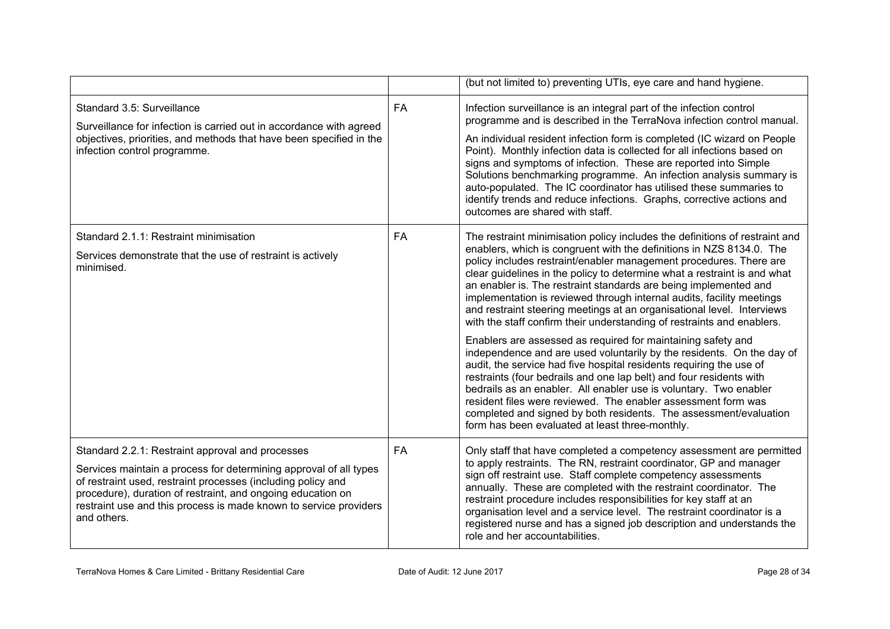| | | |
|---|---|---|
| | | (but not limited to) preventing UTIs, eye care and hand hygiene. |
| Standard 3.5: Surveillance<br><br>Surveillance for infection is carried out in accordance with agreed objectives, priorities, and methods that have been specified in the infection control programme. | FA | Infection surveillance is an integral part of the infection control programme and is described in the TerraNova infection control manual.<br><br>An individual resident infection form is completed (IC wizard on People Point). Monthly infection data is collected for all infections based on signs and symptoms of infection. These are reported into Simple Solutions benchmarking programme. An infection analysis summary is auto-populated. The IC coordinator has utilised these summaries to identify trends and reduce infections. Graphs, corrective actions and outcomes are shared with staff. |
| Standard 2.1.1: Restraint minimisation<br><br>Services demonstrate that the use of restraint is actively minimised. | FA | The restraint minimisation policy includes the definitions of restraint and enablers, which is congruent with the definitions in NZS 8134.0. The policy includes restraint/enabler management procedures. There are clear guidelines in the policy to determine what a restraint is and what an enabler is. The restraint standards are being implemented and implementation is reviewed through internal audits, facility meetings and restraint steering meetings at an organisational level. Interviews with the staff confirm their understanding of restraints and enablers.<br><br>Enablers are assessed as required for maintaining safety and independence and are used voluntarily by the residents. On the day of audit, the service had five hospital residents requiring the use of restraints (four bedrails and one lap belt) and four residents with bedrails as an enabler. All enabler use is voluntary. Two enabler resident files were reviewed. The enabler assessment form was completed and signed by both residents. The assessment/evaluation form has been evaluated at least three-monthly. |
| Standard 2.2.1: Restraint approval and processes<br><br>Services maintain a process for determining approval of all types of restraint used, restraint processes (including policy and procedure), duration of restraint, and ongoing education on restraint use and this process is made known to service providers and others. | FA | Only staff that have completed a competency assessment are permitted to apply restraints. The RN, restraint coordinator, GP and manager sign off restraint use. Staff complete competency assessments annually. These are completed with the restraint coordinator. The restraint procedure includes responsibilities for key staff at an organisation level and a service level. The restraint coordinator is a registered nurse and has a signed job description and understands the role and her accountabilities. |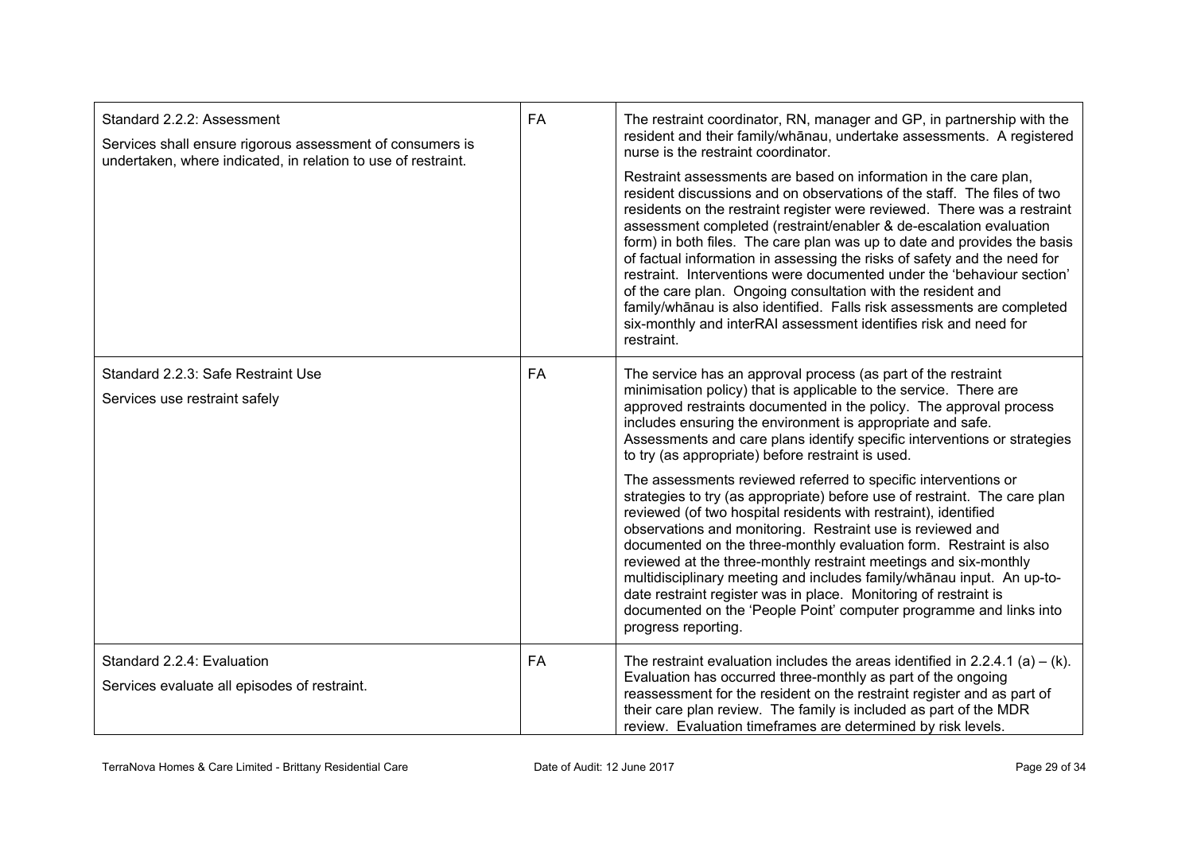| | | |
|---|---|---|
| Standard 2.2.2: Assessment<br>Services shall ensure rigorous assessment of consumers is undertaken, where indicated, in relation to use of restraint. | FA | The restraint coordinator, RN, manager and GP, in partnership with the resident and their family/whānau, undertake assessments. A registered nurse is the restraint coordinator.<br>Restraint assessments are based on information in the care plan, resident discussions and on observations of the staff. The files of two residents on the restraint register were reviewed. There was a restraint assessment completed (restraint/enabler & de-escalation evaluation form) in both files. The care plan was up to date and provides the basis of factual information in assessing the risks of safety and the need for restraint. Interventions were documented under the 'behaviour section' of the care plan. Ongoing consultation with the resident and family/whānau is also identified. Falls risk assessments are completed six-monthly and interRAI assessment identifies risk and need for restraint. |
| Standard 2.2.3: Safe Restraint Use<br>Services use restraint safely | FA | The service has an approval process (as part of the restraint minimisation policy) that is applicable to the service. There are approved restraints documented in the policy. The approval process includes ensuring the environment is appropriate and safe. Assessments and care plans identify specific interventions or strategies to try (as appropriate) before restraint is used.<br>The assessments reviewed referred to specific interventions or strategies to try (as appropriate) before use of restraint. The care plan reviewed (of two hospital residents with restraint), identified observations and monitoring. Restraint use is reviewed and documented on the three-monthly evaluation form. Restraint is also reviewed at the three-monthly restraint meetings and six-monthly multidisciplinary meeting and includes family/whānau input. An up-to-date restraint register was in place. Monitoring of restraint is documented on the 'People Point' computer programme and links into progress reporting. |
| Standard 2.2.4: Evaluation<br>Services evaluate all episodes of restraint. | FA | The restraint evaluation includes the areas identified in 2.2.4.1 (a) – (k). Evaluation has occurred three-monthly as part of the ongoing reassessment for the resident on the restraint register and as part of their care plan review. The family is included as part of the MDR review. Evaluation timeframes are determined by risk levels. |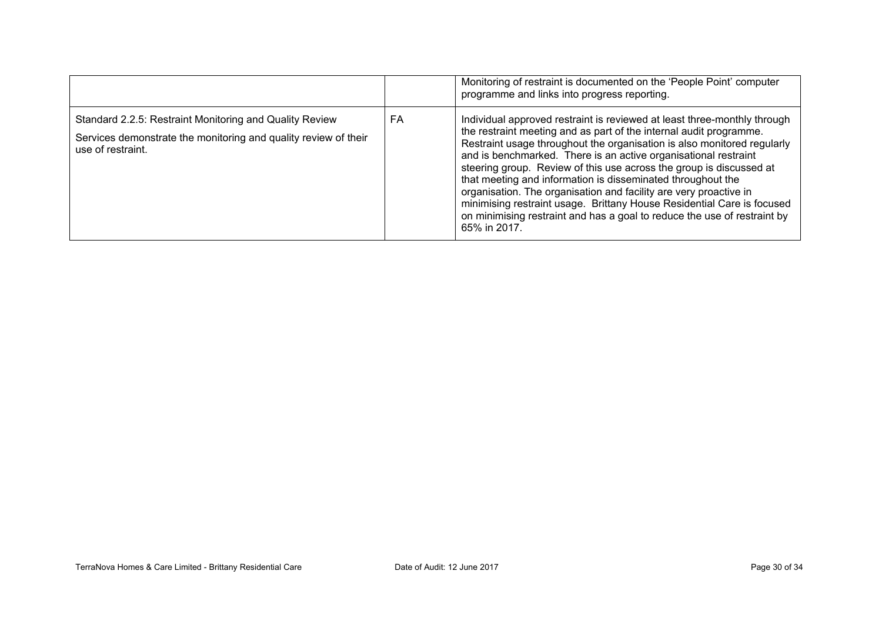| | | |
|---|---|---|
| | | Monitoring of restraint is documented on the 'People Point' computer programme and links into progress reporting. |
| Standard 2.2.5: Restraint Monitoring and Quality Review<br><br>Services demonstrate the monitoring and quality review of their use of restraint. | FA | Individual approved restraint is reviewed at least three-monthly through the restraint meeting and as part of the internal audit programme. Restraint usage throughout the organisation is also monitored regularly and is benchmarked. There is an active organisational restraint steering group. Review of this use across the group is discussed at that meeting and information is disseminated throughout the organisation. The organisation and facility are very proactive in minimising restraint usage. Brittany House Residential Care is focused on minimising restraint and has a goal to reduce the use of restraint by 65% in 2017. |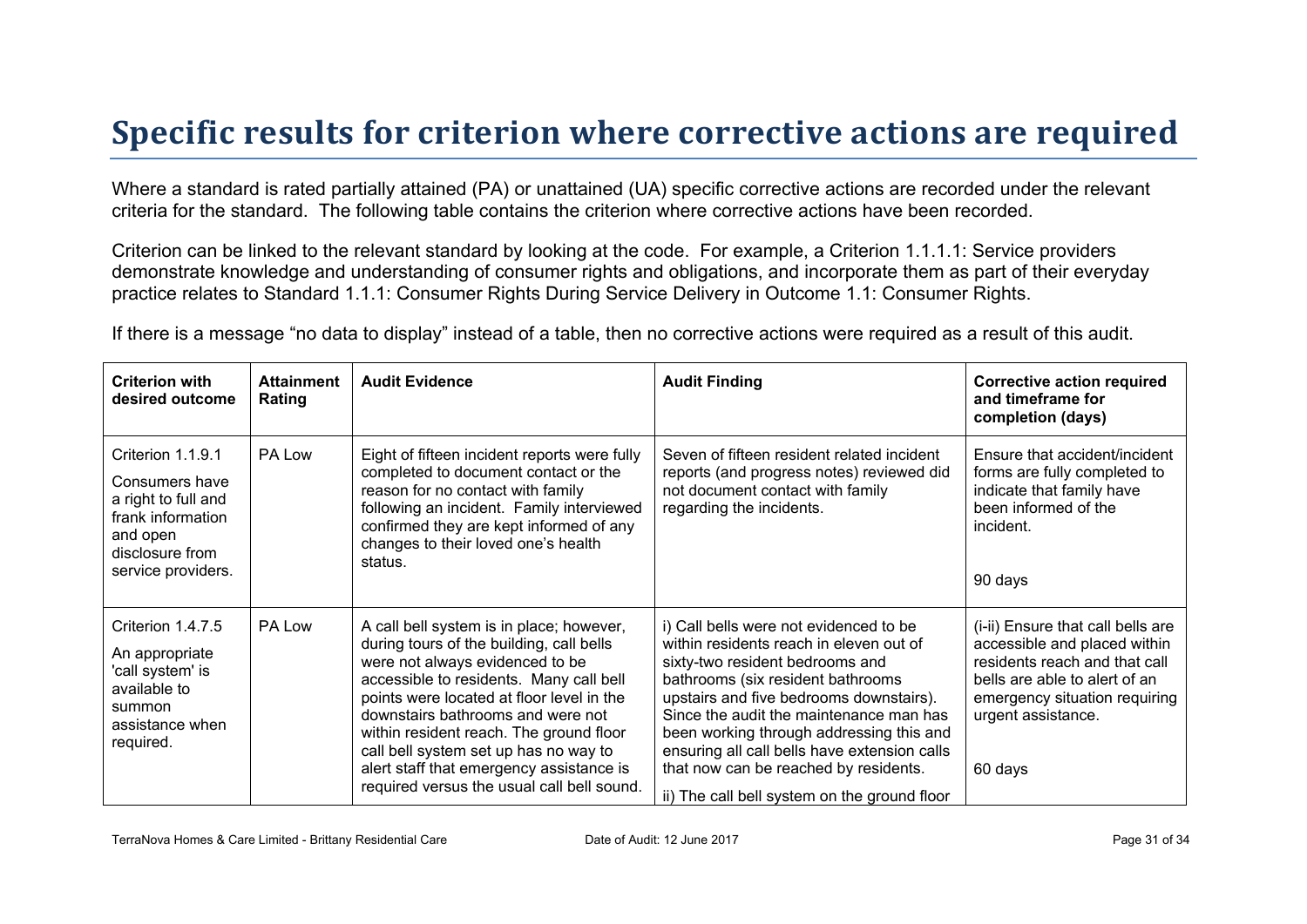# Specific results for criterion where corrective actions are required

Where a standard is rated partially attained (PA) or unattained (UA) specific corrective actions are recorded under the relevant criteria for the standard. The following table contains the criterion where corrective actions have been recorded.

Criterion can be linked to the relevant standard by looking at the code. For example, a Criterion 1.1.1.1: Service providers demonstrate knowledge and understanding of consumer rights and obligations, and incorporate them as part of their everyday practice relates to Standard 1.1.1: Consumer Rights During Service Delivery in Outcome 1.1: Consumer Rights.

If there is a message "no data to display" instead of a table, then no corrective actions were required as a result of this audit.

| Criterion with desired outcome | Attainment Rating | Audit Evidence | Audit Finding | Corrective action required and timeframe for completion (days) |
|---|---|---|---|---|
| Criterion 1.1.9.1<br>Consumers have a right to full and frank information and open disclosure from service providers. | PA Low | Eight of fifteen incident reports were fully completed to document contact or the reason for no contact with family following an incident. Family interviewed confirmed they are kept informed of any changes to their loved one's health status. | Seven of fifteen resident related incident reports (and progress notes) reviewed did not document contact with family regarding the incidents. | Ensure that accident/incident forms are fully completed to indicate that family have been informed of the incident.<br><br>90 days |
| Criterion 1.4.7.5<br>An appropriate 'call system' is available to summon assistance when required. | PA Low | A call bell system is in place; however, during tours of the building, call bells were not always evidenced to be accessible to residents. Many call bell points were located at floor level in the downstairs bathrooms and were not within resident reach. The ground floor call bell system set up has no way to alert staff that emergency assistance is required versus the usual call bell sound. | i) Call bells were not evidenced to be within residents reach in eleven out of sixty-two resident bedrooms and bathrooms (six resident bathrooms upstairs and five bedrooms downstairs). Since the audit the maintenance man has been working through addressing this and ensuring all call bells have extension calls that now can be reached by residents.<br>ii) The call bell system on the ground floor | (i-ii) Ensure that call bells are accessible and placed within residents reach and that call bells are able to alert of an emergency situation requiring urgent assistance.<br><br>60 days |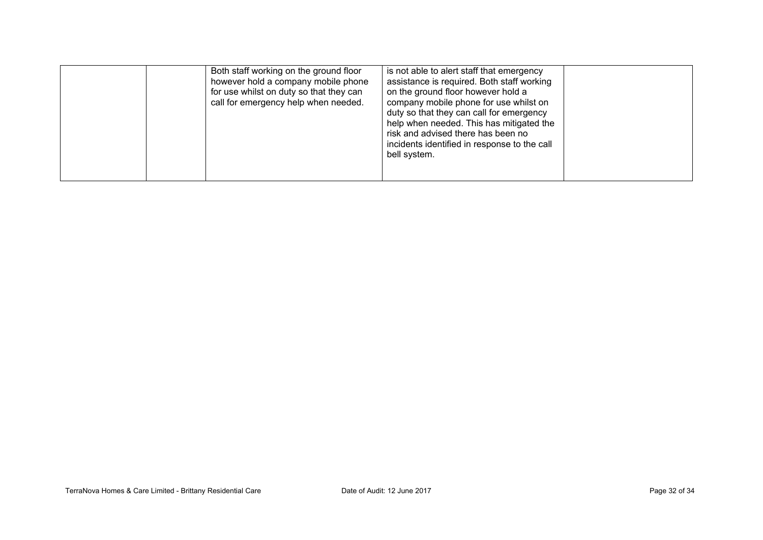|  |  |  |  |  |
|---|---|---|---|---|
|  |  | Both staff working on the ground floor however hold a company mobile phone for use whilst on duty so that they can call for emergency help when needed. | is not able to alert staff that emergency assistance is required. Both staff working on the ground floor however hold a company mobile phone for use whilst on duty so that they can call for emergency help when needed. This has mitigated the risk and advised there has been no incidents identified in response to the call bell system. |  |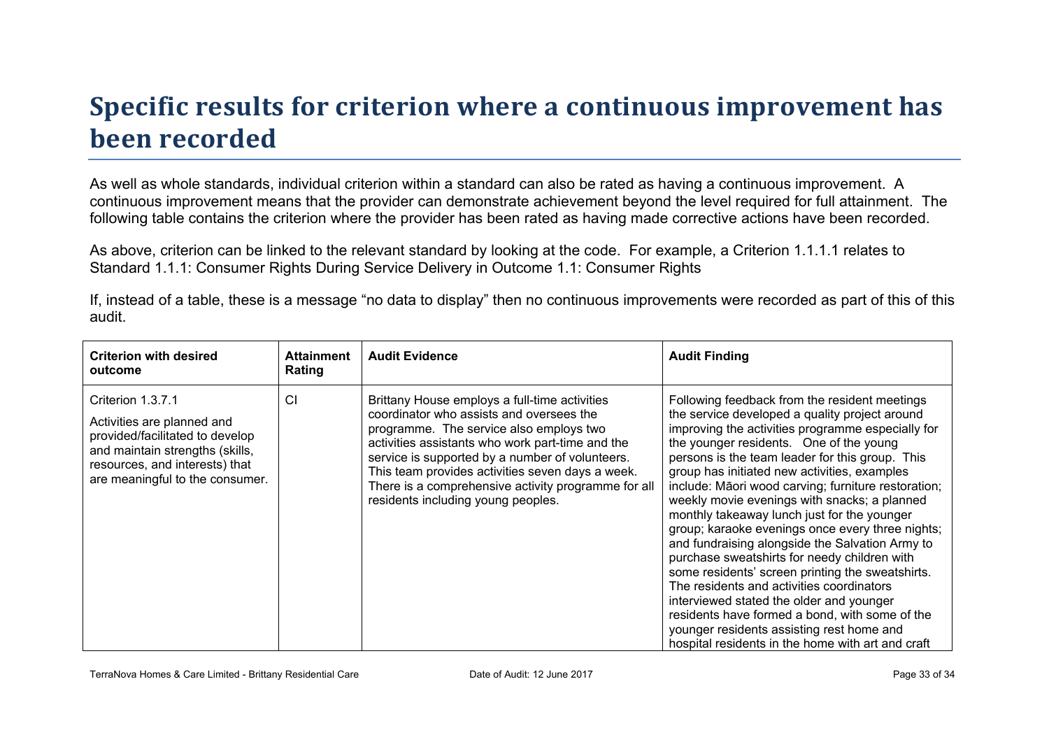# Specific results for criterion where a continuous improvement has been recorded

As well as whole standards, individual criterion within a standard can also be rated as having a continuous improvement. A continuous improvement means that the provider can demonstrate achievement beyond the level required for full attainment. The following table contains the criterion where the provider has been rated as having made corrective actions have been recorded.

As above, criterion can be linked to the relevant standard by looking at the code. For example, a Criterion 1.1.1.1 relates to Standard 1.1.1: Consumer Rights During Service Delivery in Outcome 1.1: Consumer Rights

If, instead of a table, these is a message "no data to display" then no continuous improvements were recorded as part of this of this audit.

| Criterion with desired outcome | Attainment Rating | Audit Evidence | Audit Finding |
|---|---|---|---|
| Criterion 1.3.7.1<br><br>Activities are planned and provided/facilitated to develop and maintain strengths (skills, resources, and interests) that are meaningful to the consumer. | CI | Brittany House employs a full-time activities coordinator who assists and oversees the programme. The service also employs two activities assistants who work part-time and the service is supported by a number of volunteers. This team provides activities seven days a week. There is a comprehensive activity programme for all residents including young peoples. | Following feedback from the resident meetings the service developed a quality project around improving the activities programme especially for the younger residents. One of the young persons is the team leader for this group. This group has initiated new activities, examples include: Māori wood carving; furniture restoration; weekly movie evenings with snacks; a planned monthly takeaway lunch just for the younger group; karaoke evenings once every three nights; and fundraising alongside the Salvation Army to purchase sweatshirts for needy children with some residents' screen printing the sweatshirts. The residents and activities coordinators interviewed stated the older and younger residents have formed a bond, with some of the younger residents assisting rest home and hospital residents in the home with art and craft |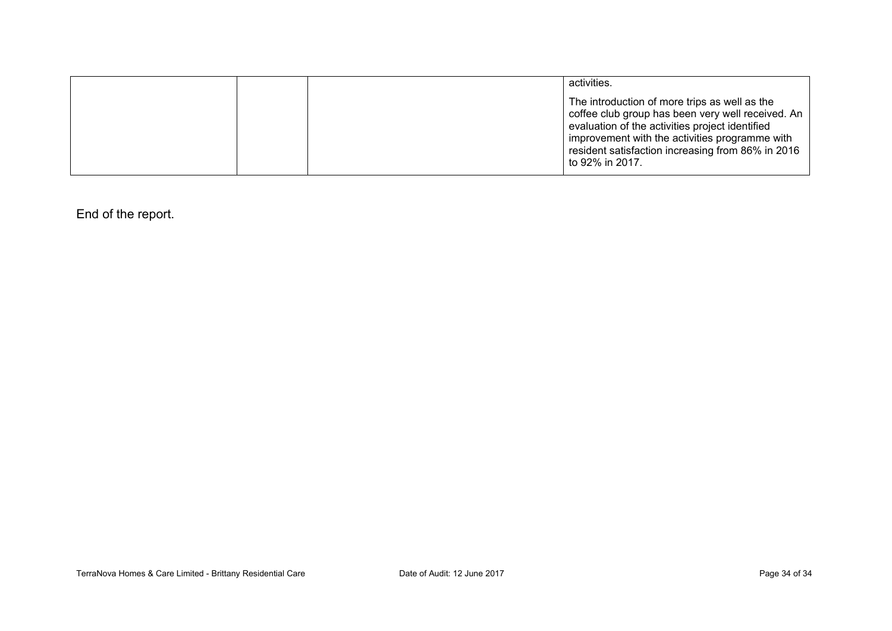| | | | |
|---|---|---|---|
| | | | activities.<br><br>The introduction of more trips as well as the coffee club group has been very well received. An evaluation of the activities project identified improvement with the activities programme with resident satisfaction increasing from 86% in 2016 to 92% in 2017. |

End of the report.